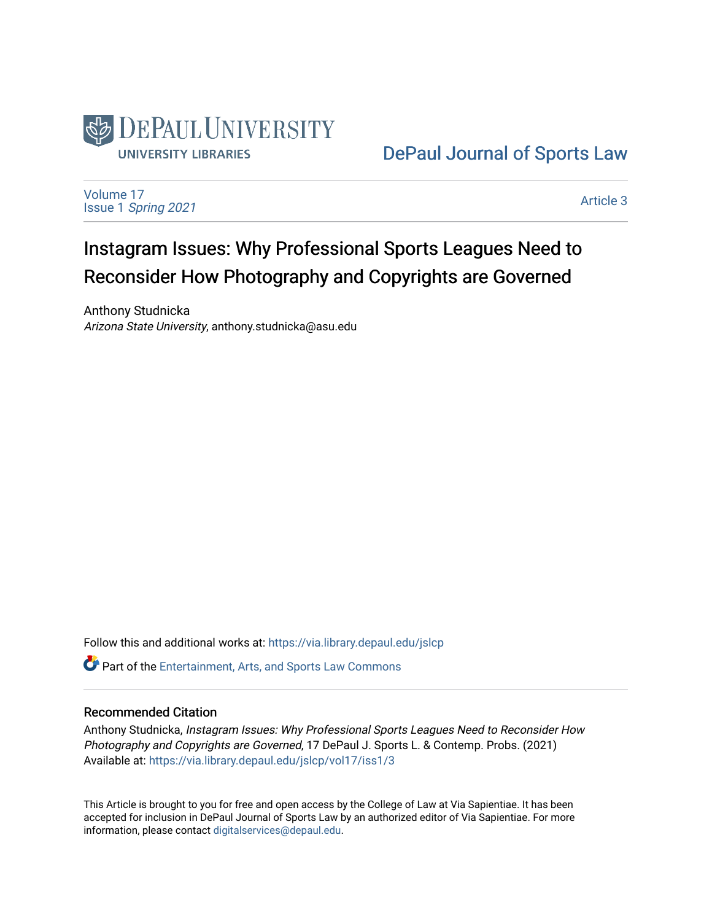DePaul University
UNIVERSITY LIBRARIES

DePaul Journal of Sports Law

Volume 17
Issue 1 *Spring 2021*

Article 3

# Instagram Issues: Why Professional Sports Leagues Need to Reconsider How Photography and Copyrights are Governed

Anthony Studnicka
*Arizona State University*, anthony.studnicka@asu.edu

Follow this and additional works at: https://via.library.depaul.edu/jslcp

Part of the Entertainment, Arts, and Sports Law Commons

## Recommended Citation

Anthony Studnicka, *Instagram Issues: Why Professional Sports Leagues Need to Reconsider How Photography and Copyrights are Governed*, 17 DePaul J. Sports L. & Contemp. Probs. (2021)
Available at: https://via.library.depaul.edu/jslcp/vol17/iss1/3

This Article is brought to you for free and open access by the College of Law at Via Sapientiae. It has been accepted for inclusion in DePaul Journal of Sports Law by an authorized editor of Via Sapientiae. For more information, please contact digitalservices@depaul.edu.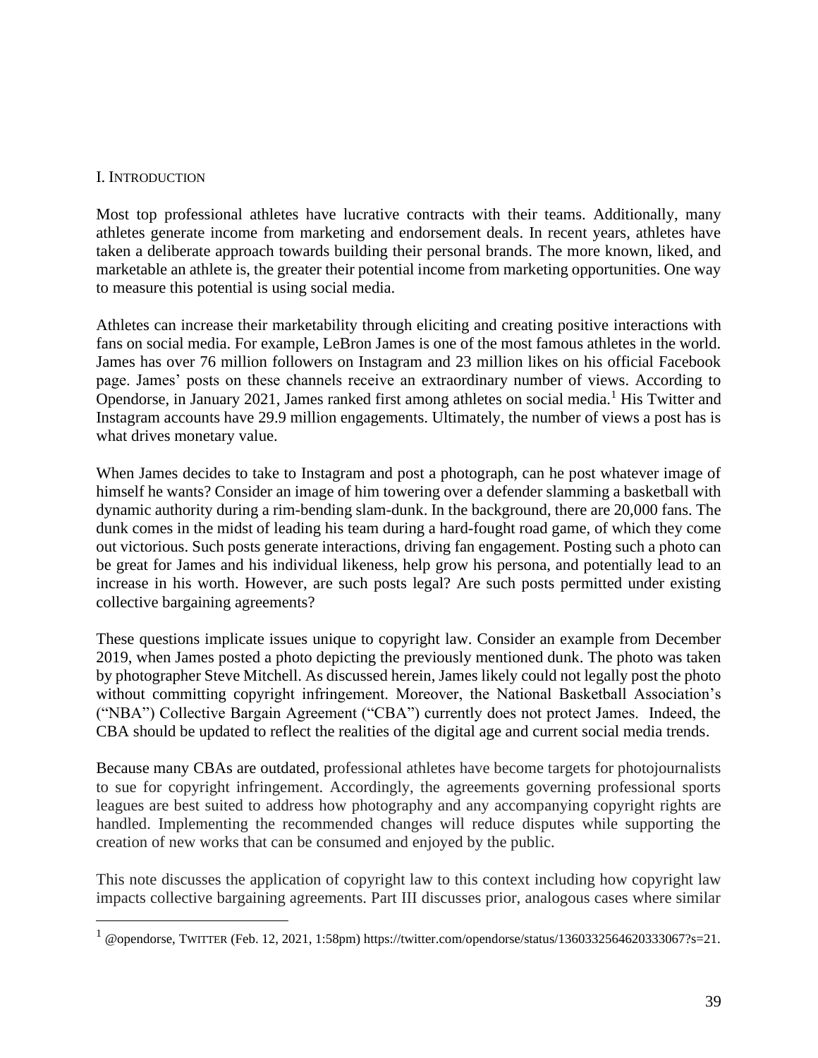## I. Introduction

Most top professional athletes have lucrative contracts with their teams. Additionally, many athletes generate income from marketing and endorsement deals. In recent years, athletes have taken a deliberate approach towards building their personal brands. The more known, liked, and marketable an athlete is, the greater their potential income from marketing opportunities. One way to measure this potential is using social media.

Athletes can increase their marketability through eliciting and creating positive interactions with fans on social media. For example, LeBron James is one of the most famous athletes in the world. James has over 76 million followers on Instagram and 23 million likes on his official Facebook page. James' posts on these channels receive an extraordinary number of views. According to Opendorse, in January 2021, James ranked first among athletes on social media.[1] His Twitter and Instagram accounts have 29.9 million engagements. Ultimately, the number of views a post has is what drives monetary value.

When James decides to take to Instagram and post a photograph, can he post whatever image of himself he wants? Consider an image of him towering over a defender slamming a basketball with dynamic authority during a rim-bending slam-dunk. In the background, there are 20,000 fans. The dunk comes in the midst of leading his team during a hard-fought road game, of which they come out victorious. Such posts generate interactions, driving fan engagement. Posting such a photo can be great for James and his individual likeness, help grow his persona, and potentially lead to an increase in his worth. However, are such posts legal? Are such posts permitted under existing collective bargaining agreements?

These questions implicate issues unique to copyright law. Consider an example from December 2019, when James posted a photo depicting the previously mentioned dunk. The photo was taken by photographer Steve Mitchell. As discussed herein, James likely could not legally post the photo without committing copyright infringement. Moreover, the National Basketball Association's ("NBA") Collective Bargain Agreement ("CBA") currently does not protect James. Indeed, the CBA should be updated to reflect the realities of the digital age and current social media trends.

Because many CBAs are outdated, professional athletes have become targets for photojournalists to sue for copyright infringement. Accordingly, the agreements governing professional sports leagues are best suited to address how photography and any accompanying copyright rights are handled. Implementing the recommended changes will reduce disputes while supporting the creation of new works that can be consumed and enjoyed by the public.

This note discusses the application of copyright law to this context including how copyright law impacts collective bargaining agreements. Part III discusses prior, analogous cases where similar

[1] @opendorse, Twitter (Feb. 12, 2021, 1:58pm) https://twitter.com/opendorse/status/1360332564620333067?s=21.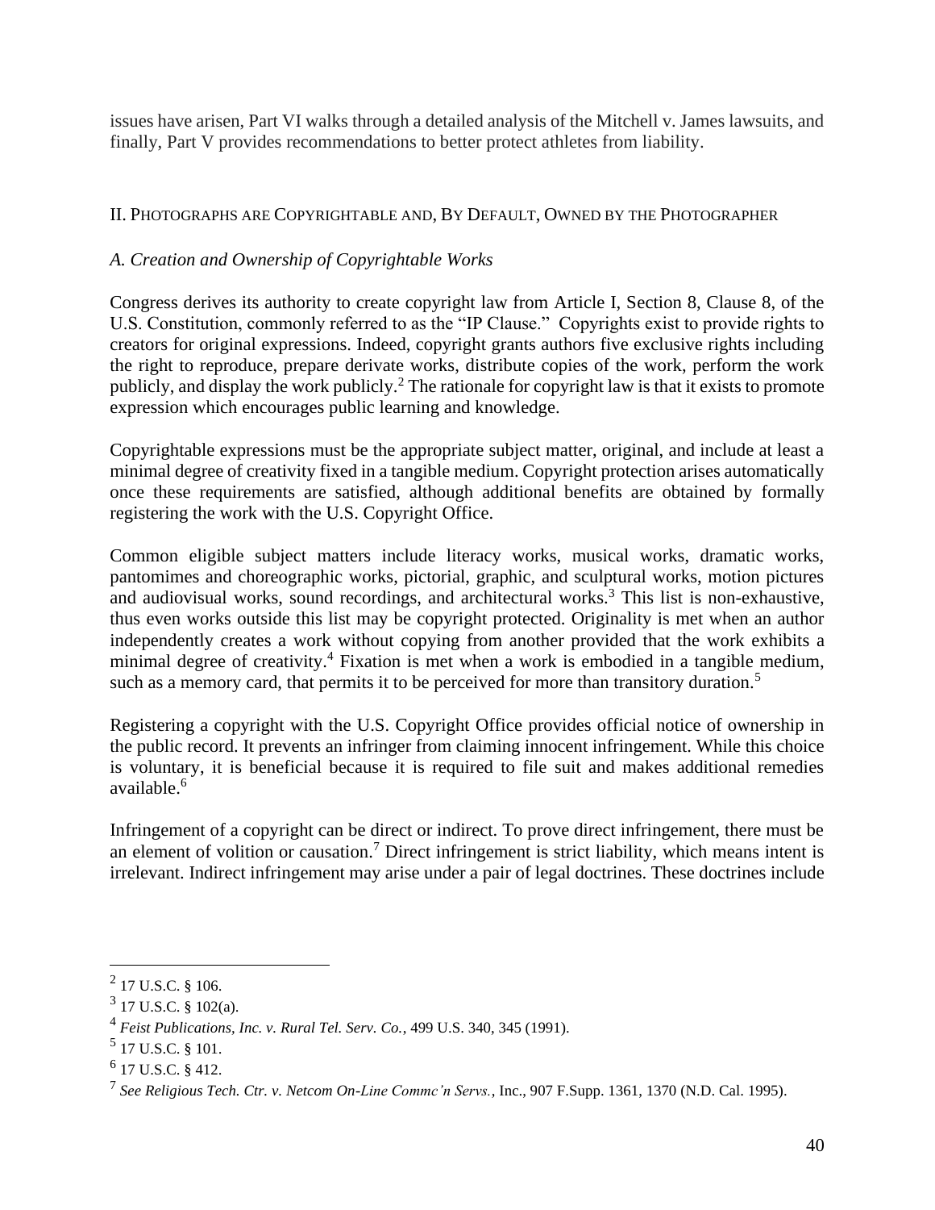issues have arisen, Part VI walks through a detailed analysis of the Mitchell v. James lawsuits, and finally, Part V provides recommendations to better protect athletes from liability.

## II. Photographs are Copyrightable and, By Default, Owned by the Photographer

### *A. Creation and Ownership of Copyrightable Works*

Congress derives its authority to create copyright law from Article I, Section 8, Clause 8, of the U.S. Constitution, commonly referred to as the "IP Clause." Copyrights exist to provide rights to creators for original expressions. Indeed, copyright grants authors five exclusive rights including the right to reproduce, prepare derivate works, distribute copies of the work, perform the work publicly, and display the work publicly.[2] The rationale for copyright law is that it exists to promote expression which encourages public learning and knowledge.

Copyrightable expressions must be the appropriate subject matter, original, and include at least a minimal degree of creativity fixed in a tangible medium. Copyright protection arises automatically once these requirements are satisfied, although additional benefits are obtained by formally registering the work with the U.S. Copyright Office.

Common eligible subject matters include literacy works, musical works, dramatic works, pantomimes and choreographic works, pictorial, graphic, and sculptural works, motion pictures and audiovisual works, sound recordings, and architectural works.[3] This list is non-exhaustive, thus even works outside this list may be copyright protected. Originality is met when an author independently creates a work without copying from another provided that the work exhibits a minimal degree of creativity.[4] Fixation is met when a work is embodied in a tangible medium, such as a memory card, that permits it to be perceived for more than transitory duration.[5]

Registering a copyright with the U.S. Copyright Office provides official notice of ownership in the public record. It prevents an infringer from claiming innocent infringement. While this choice is voluntary, it is beneficial because it is required to file suit and makes additional remedies available.[6]

Infringement of a copyright can be direct or indirect. To prove direct infringement, there must be an element of volition or causation.[7] Direct infringement is strict liability, which means intent is irrelevant. Indirect infringement may arise under a pair of legal doctrines. These doctrines include

---

[2] 17 U.S.C. § 106.

[3] 17 U.S.C. § 102(a).

[4] *Feist Publications, Inc. v. Rural Tel. Serv. Co.*, 499 U.S. 340, 345 (1991).

[5] 17 U.S.C. § 101.

[6] 17 U.S.C. § 412.

[7] *See Religious Tech. Ctr. v. Netcom On-Line Commc'n Servs.*, Inc., 907 F.Supp. 1361, 1370 (N.D. Cal. 1995).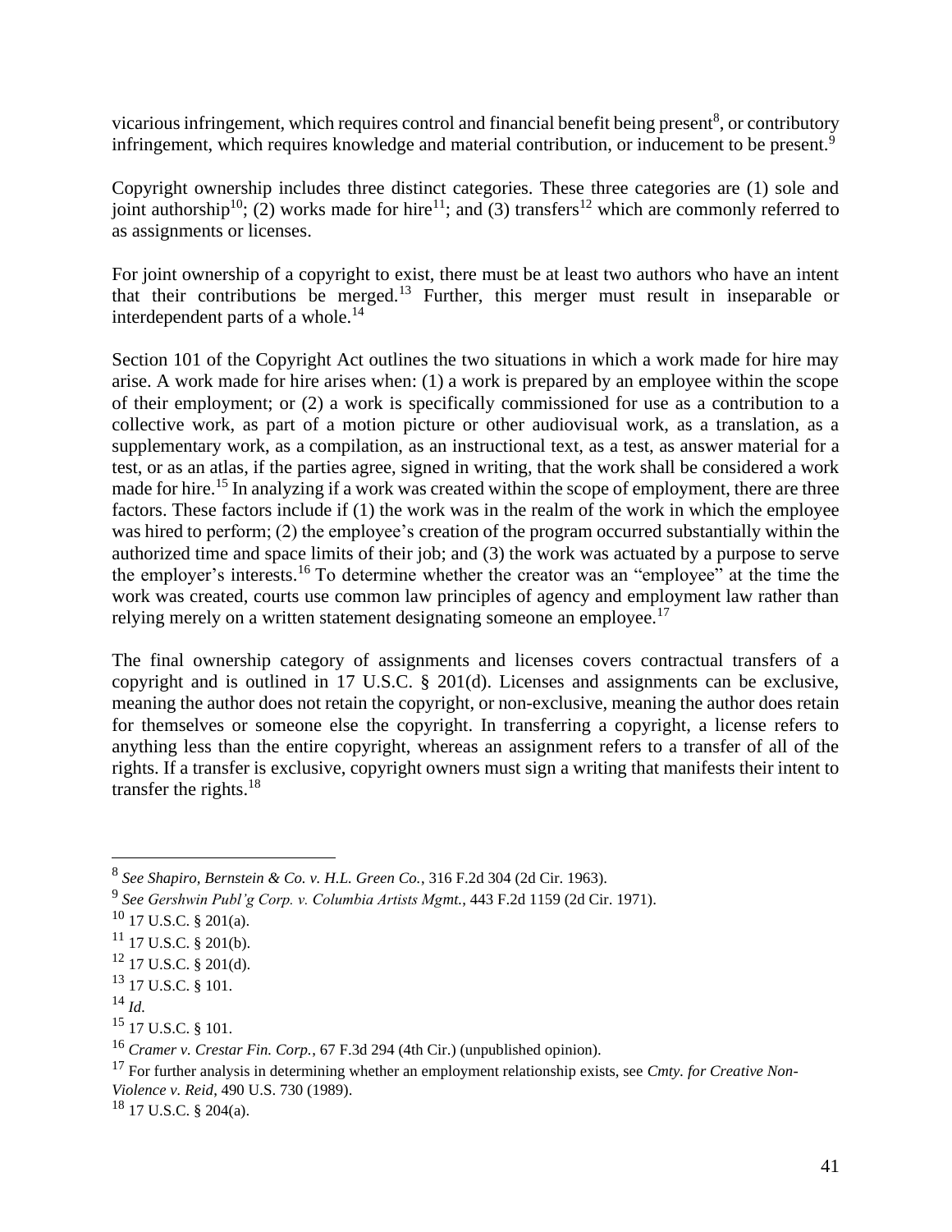vicarious infringement, which requires control and financial benefit being present[8], or contributory infringement, which requires knowledge and material contribution, or inducement to be present.[9]

Copyright ownership includes three distinct categories. These three categories are (1) sole and joint authorship[10]; (2) works made for hire[11]; and (3) transfers[12] which are commonly referred to as assignments or licenses.

For joint ownership of a copyright to exist, there must be at least two authors who have an intent that their contributions be merged.[13] Further, this merger must result in inseparable or interdependent parts of a whole.[14]

Section 101 of the Copyright Act outlines the two situations in which a work made for hire may arise. A work made for hire arises when: (1) a work is prepared by an employee within the scope of their employment; or (2) a work is specifically commissioned for use as a contribution to a collective work, as part of a motion picture or other audiovisual work, as a translation, as a supplementary work, as a compilation, as an instructional text, as a test, as answer material for a test, or as an atlas, if the parties agree, signed in writing, that the work shall be considered a work made for hire.[15] In analyzing if a work was created within the scope of employment, there are three factors. These factors include if (1) the work was in the realm of the work in which the employee was hired to perform; (2) the employee's creation of the program occurred substantially within the authorized time and space limits of their job; and (3) the work was actuated by a purpose to serve the employer's interests.[16] To determine whether the creator was an "employee" at the time the work was created, courts use common law principles of agency and employment law rather than relying merely on a written statement designating someone an employee.[17]

The final ownership category of assignments and licenses covers contractual transfers of a copyright and is outlined in 17 U.S.C. § 201(d). Licenses and assignments can be exclusive, meaning the author does not retain the copyright, or non-exclusive, meaning the author does retain for themselves or someone else the copyright. In transferring a copyright, a license refers to anything less than the entire copyright, whereas an assignment refers to a transfer of all of the rights. If a transfer is exclusive, copyright owners must sign a writing that manifests their intent to transfer the rights.[18]

---

[8] *See Shapiro, Bernstein & Co. v. H.L. Green Co.*, 316 F.2d 304 (2d Cir. 1963).

[9] *See Gershwin Publ'g Corp. v. Columbia Artists Mgmt.*, 443 F.2d 1159 (2d Cir. 1971).

[10] 17 U.S.C. § 201(a).

[11] 17 U.S.C. § 201(b).

[12] 17 U.S.C. § 201(d).

[13] 17 U.S.C. § 101.

[14] *Id.*

[15] 17 U.S.C. § 101.

[16] *Cramer v. Crestar Fin. Corp.*, 67 F.3d 294 (4th Cir.) (unpublished opinion).

[17] For further analysis in determining whether an employment relationship exists, see *Cmty. for Creative Non-Violence v. Reid*, 490 U.S. 730 (1989).

[18] 17 U.S.C. § 204(a).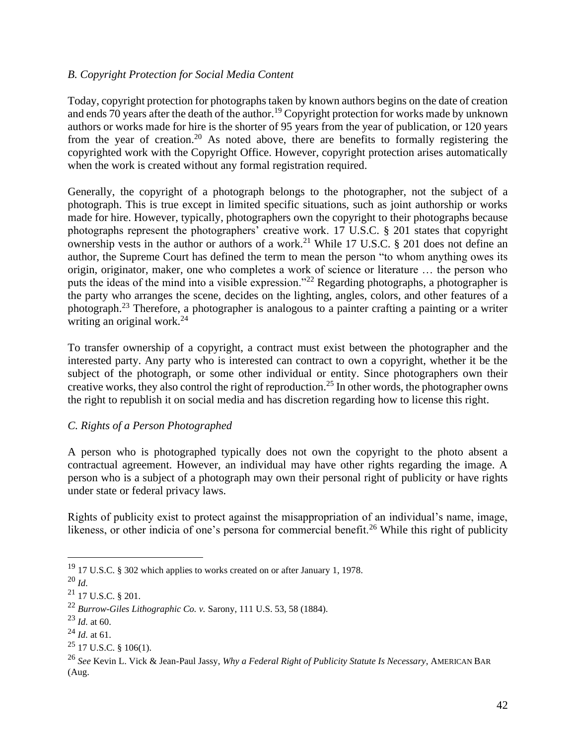### *B. Copyright Protection for Social Media Content*

Today, copyright protection for photographs taken by known authors begins on the date of creation and ends 70 years after the death of the author.[19] Copyright protection for works made by unknown authors or works made for hire is the shorter of 95 years from the year of publication, or 120 years from the year of creation.[20] As noted above, there are benefits to formally registering the copyrighted work with the Copyright Office. However, copyright protection arises automatically when the work is created without any formal registration required.

Generally, the copyright of a photograph belongs to the photographer, not the subject of a photograph. This is true except in limited specific situations, such as joint authorship or works made for hire. However, typically, photographers own the copyright to their photographs because photographs represent the photographers' creative work. 17 U.S.C. § 201 states that copyright ownership vests in the author or authors of a work.[21] While 17 U.S.C. § 201 does not define an author, the Supreme Court has defined the term to mean the person "to whom anything owes its origin, originator, maker, one who completes a work of science or literature … the person who puts the ideas of the mind into a visible expression."[22] Regarding photographs, a photographer is the party who arranges the scene, decides on the lighting, angles, colors, and other features of a photograph.[23] Therefore, a photographer is analogous to a painter crafting a painting or a writer writing an original work.[24]

To transfer ownership of a copyright, a contract must exist between the photographer and the interested party. Any party who is interested can contract to own a copyright, whether it be the subject of the photograph, or some other individual or entity. Since photographers own their creative works, they also control the right of reproduction.[25] In other words, the photographer owns the right to republish it on social media and has discretion regarding how to license this right.

### *C. Rights of a Person Photographed*

A person who is photographed typically does not own the copyright to the photo absent a contractual agreement. However, an individual may have other rights regarding the image. A person who is a subject of a photograph may own their personal right of publicity or have rights under state or federal privacy laws.

Rights of publicity exist to protect against the misappropriation of an individual's name, image, likeness, or other indicia of one's persona for commercial benefit.[26] While this right of publicity

---

[19] 17 U.S.C. § 302 which applies to works created on or after January 1, 1978.

[20] *Id.*

[21] 17 U.S.C. § 201.

[22] *Burrow-Giles Lithographic Co. v.* Sarony, 111 U.S. 53, 58 (1884).

[23] *Id.* at 60.

[24] *Id.* at 61.

[25] 17 U.S.C. § 106(1).

[26] *See* Kevin L. Vick & Jean-Paul Jassy, *Why a Federal Right of Publicity Statute Is Necessary*, AMERICAN BAR (Aug.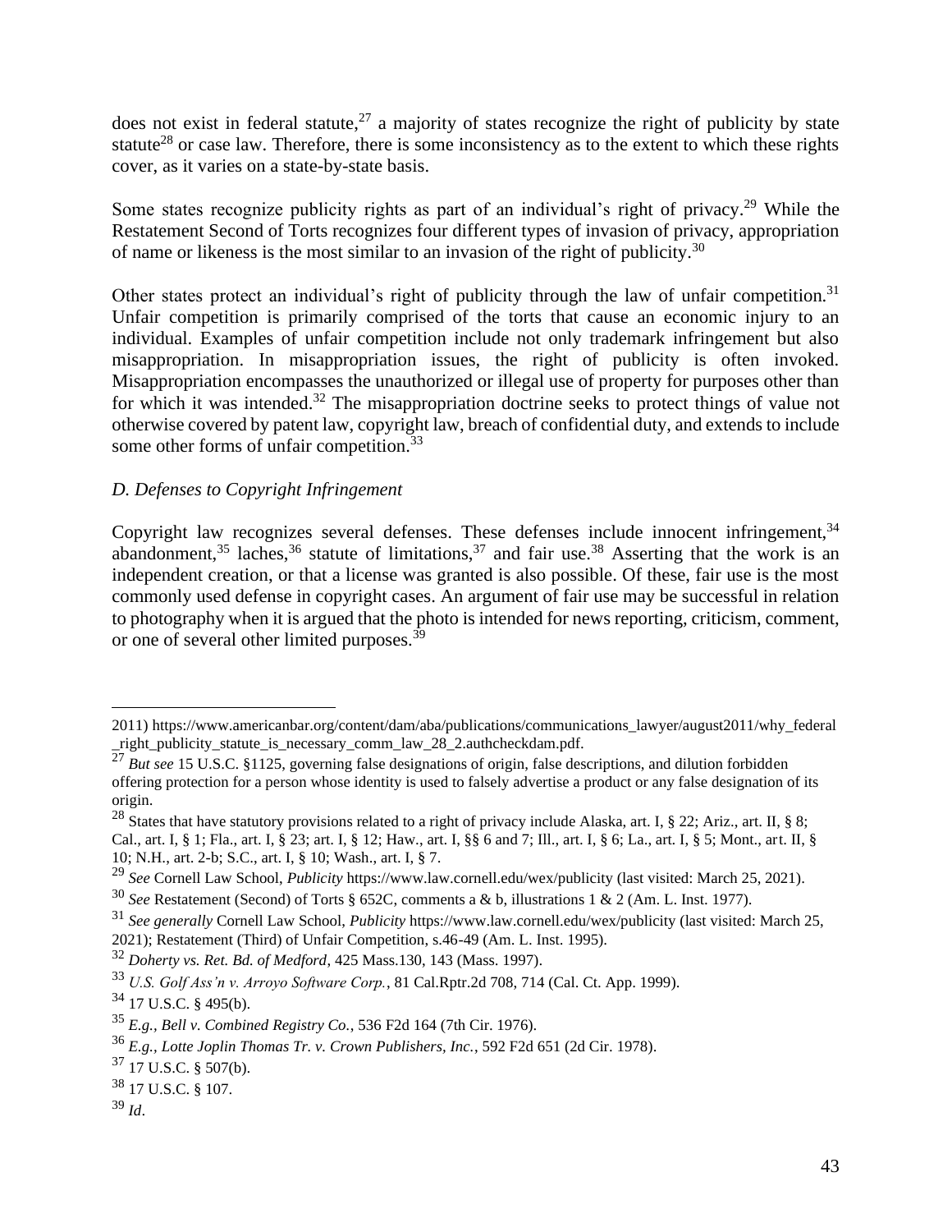does not exist in federal statute,[27] a majority of states recognize the right of publicity by state statute[28] or case law. Therefore, there is some inconsistency as to the extent to which these rights cover, as it varies on a state-by-state basis.

Some states recognize publicity rights as part of an individual's right of privacy.[29] While the Restatement Second of Torts recognizes four different types of invasion of privacy, appropriation of name or likeness is the most similar to an invasion of the right of publicity.[30]

Other states protect an individual's right of publicity through the law of unfair competition.[31] Unfair competition is primarily comprised of the torts that cause an economic injury to an individual. Examples of unfair competition include not only trademark infringement but also misappropriation. In misappropriation issues, the right of publicity is often invoked. Misappropriation encompasses the unauthorized or illegal use of property for purposes other than for which it was intended.[32] The misappropriation doctrine seeks to protect things of value not otherwise covered by patent law, copyright law, breach of confidential duty, and extends to include some other forms of unfair competition.[33]

*D. Defenses to Copyright Infringement*

Copyright law recognizes several defenses. These defenses include innocent infringement,[34] abandonment,[35] laches,[36] statute of limitations,[37] and fair use.[38] Asserting that the work is an independent creation, or that a license was granted is also possible. Of these, fair use is the most commonly used defense in copyright cases. An argument of fair use may be successful in relation to photography when it is argued that the photo is intended for news reporting, criticism, comment, or one of several other limited purposes.[39]

---

2011) https://www.americanbar.org/content/dam/aba/publications/communications_lawyer/august2011/why_federal_right_publicity_statute_is_necessary_comm_law_28_2.authcheckdam.pdf.

[27] *But see* 15 U.S.C. §1125, governing false designations of origin, false descriptions, and dilution forbidden offering protection for a person whose identity is used to falsely advertise a product or any false designation of its origin.

[28] States that have statutory provisions related to a right of privacy include Alaska, art. I, § 22; Ariz., art. II, § 8; Cal., art. I, § 1; Fla., art. I, § 23; art. I, § 12; Haw., art. I, §§ 6 and 7; Ill., art. I, § 6; La., art. I, § 5; Mont., art. II, § 10; N.H., art. 2-b; S.C., art. I, § 10; Wash., art. I, § 7.

[29] *See* Cornell Law School, *Publicity* https://www.law.cornell.edu/wex/publicity (last visited: March 25, 2021).

[30] *See* Restatement (Second) of Torts § 652C, comments a & b, illustrations 1 & 2 (Am. L. Inst. 1977).

[31] *See generally* Cornell Law School, *Publicity* https://www.law.cornell.edu/wex/publicity (last visited: March 25, 2021); Restatement (Third) of Unfair Competition, s.46-49 (Am. L. Inst. 1995).

[32] *Doherty vs. Ret. Bd. of Medford*, 425 Mass.130, 143 (Mass. 1997).

[33] *U.S. Golf Ass'n v. Arroyo Software Corp.*, 81 Cal.Rptr.2d 708, 714 (Cal. Ct. App. 1999).

[34] 17 U.S.C. § 495(b).

[35] *E.g., Bell v. Combined Registry Co.,* 536 F2d 164 (7th Cir. 1976).

[36] *E.g., Lotte Joplin Thomas Tr. v. Crown Publishers, Inc.*, 592 F2d 651 (2d Cir. 1978).

[37] 17 U.S.C. § 507(b).

[38] 17 U.S.C. § 107.

[39] *Id*.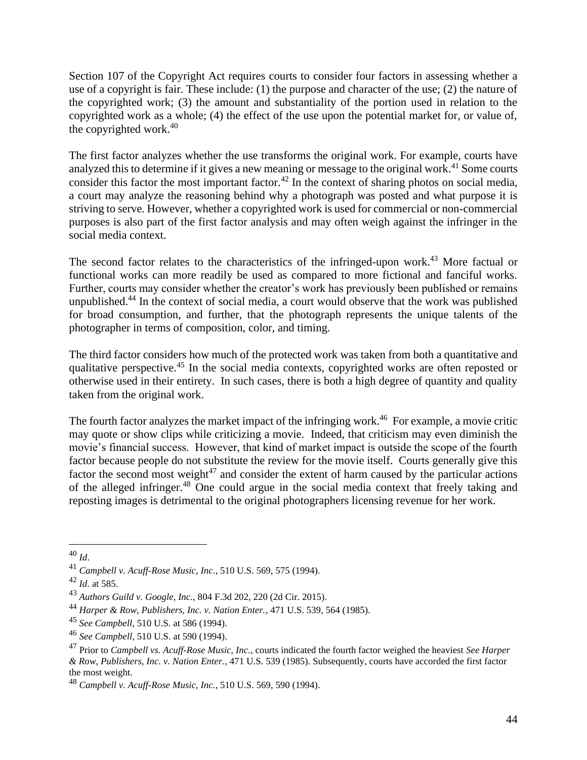Section 107 of the Copyright Act requires courts to consider four factors in assessing whether a use of a copyright is fair. These include: (1) the purpose and character of the use; (2) the nature of the copyrighted work; (3) the amount and substantiality of the portion used in relation to the copyrighted work as a whole; (4) the effect of the use upon the potential market for, or value of, the copyrighted work.[40]

The first factor analyzes whether the use transforms the original work. For example, courts have analyzed this to determine if it gives a new meaning or message to the original work.[41] Some courts consider this factor the most important factor.[42] In the context of sharing photos on social media, a court may analyze the reasoning behind why a photograph was posted and what purpose it is striving to serve. However, whether a copyrighted work is used for commercial or non-commercial purposes is also part of the first factor analysis and may often weigh against the infringer in the social media context.

The second factor relates to the characteristics of the infringed-upon work.[43] More factual or functional works can more readily be used as compared to more fictional and fanciful works. Further, courts may consider whether the creator's work has previously been published or remains unpublished.[44] In the context of social media, a court would observe that the work was published for broad consumption, and further, that the photograph represents the unique talents of the photographer in terms of composition, color, and timing.

The third factor considers how much of the protected work was taken from both a quantitative and qualitative perspective.[45] In the social media contexts, copyrighted works are often reposted or otherwise used in their entirety. In such cases, there is both a high degree of quantity and quality taken from the original work.

The fourth factor analyzes the market impact of the infringing work.[46] For example, a movie critic may quote or show clips while criticizing a movie. Indeed, that criticism may even diminish the movie's financial success. However, that kind of market impact is outside the scope of the fourth factor because people do not substitute the review for the movie itself. Courts generally give this factor the second most weight[47] and consider the extent of harm caused by the particular actions of the alleged infringer.[48] One could argue in the social media context that freely taking and reposting images is detrimental to the original photographers licensing revenue for her work.

---

[40] *Id*.

[41] *Campbell v. Acuff-Rose Music, Inc.*, 510 U.S. 569, 575 (1994).

[42] *Id.* at 585.

[43] *Authors Guild v. Google, Inc.*, 804 F.3d 202, 220 (2d Cir. 2015).

[44] *Harper & Row, Publishers, Inc. v. Nation Enter.*, 471 U.S. 539, 564 (1985).

[45] *See Campbell*, 510 U.S. at 586 (1994).

[46] *See Campbell*, 510 U.S. at 590 (1994).

[47] Prior to *Campbell vs. Acuff-Rose Music, Inc.*, courts indicated the fourth factor weighed the heaviest *See Harper & Row, Publishers, Inc. v. Nation Enter.*, 471 U.S. 539 (1985). Subsequently, courts have accorded the first factor the most weight.

[48] *Campbell v. Acuff-Rose Music, Inc.*, 510 U.S. 569, 590 (1994).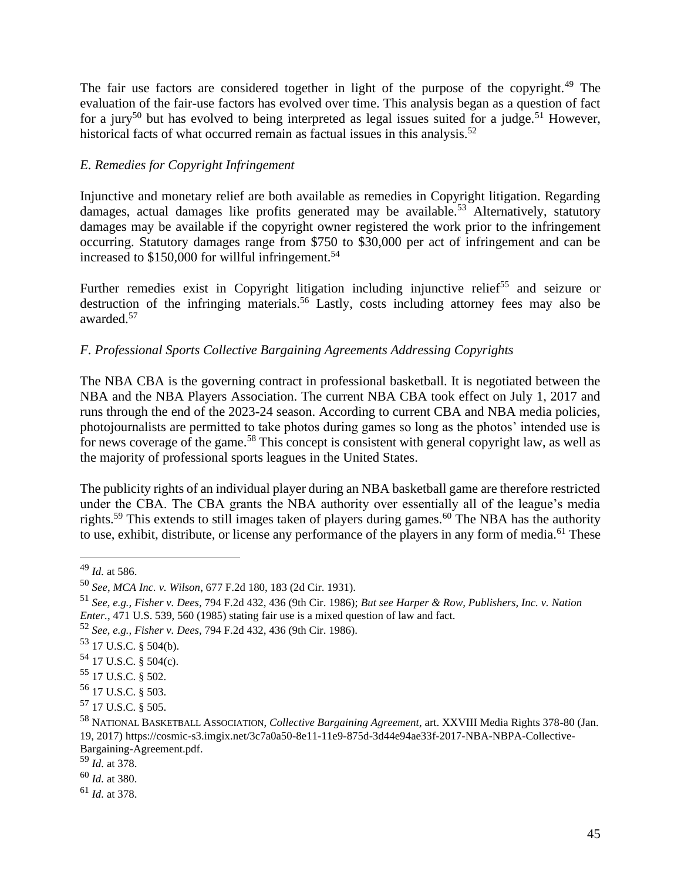The fair use factors are considered together in light of the purpose of the copyright.[49] The evaluation of the fair-use factors has evolved over time. This analysis began as a question of fact for a jury[50] but has evolved to being interpreted as legal issues suited for a judge.[51] However, historical facts of what occurred remain as factual issues in this analysis.[52]

*E. Remedies for Copyright Infringement*

Injunctive and monetary relief are both available as remedies in Copyright litigation. Regarding damages, actual damages like profits generated may be available.[53] Alternatively, statutory damages may be available if the copyright owner registered the work prior to the infringement occurring. Statutory damages range from $750 to $30,000 per act of infringement and can be increased to $150,000 for willful infringement.[54]

Further remedies exist in Copyright litigation including injunctive relief[55] and seizure or destruction of the infringing materials.[56] Lastly, costs including attorney fees may also be awarded.[57]

*F. Professional Sports Collective Bargaining Agreements Addressing Copyrights*

The NBA CBA is the governing contract in professional basketball. It is negotiated between the NBA and the NBA Players Association. The current NBA CBA took effect on July 1, 2017 and runs through the end of the 2023-24 season. According to current CBA and NBA media policies, photojournalists are permitted to take photos during games so long as the photos' intended use is for news coverage of the game.[58] This concept is consistent with general copyright law, as well as the majority of professional sports leagues in the United States.

The publicity rights of an individual player during an NBA basketball game are therefore restricted under the CBA. The CBA grants the NBA authority over essentially all of the league's media rights.[59] This extends to still images taken of players during games.[60] The NBA has the authority to use, exhibit, distribute, or license any performance of the players in any form of media.[61] These

---

[49] *Id.* at 586.

[50] *See*, *MCA Inc. v. Wilson*, 677 F.2d 180, 183 (2d Cir. 1931).

[51] *See, e.g., Fisher v. Dees*, 794 F.2d 432, 436 (9th Cir. 1986); *But see Harper & Row, Publishers, Inc. v. Nation Enter.*, 471 U.S. 539, 560 (1985) stating fair use is a mixed question of law and fact.

[52] *See, e.g., Fisher v. Dees*, 794 F.2d 432, 436 (9th Cir. 1986).

[53] 17 U.S.C. § 504(b).

[54] 17 U.S.C. § 504(c).

[55] 17 U.S.C. § 502.

[56] 17 U.S.C. § 503.

[57] 17 U.S.C. § 505.

[58] NATIONAL BASKETBALL ASSOCIATION, *Collective Bargaining Agreement*, art. XXVIII Media Rights 378-80 (Jan. 19, 2017) https://cosmic-s3.imgix.net/3c7a0a50-8e11-11e9-875d-3d44e94ae33f-2017-NBA-NBPA-Collective-Bargaining-Agreement.pdf.

[59] *Id.* at 378.

[60] *Id.* at 380.

[61] *Id.* at 378.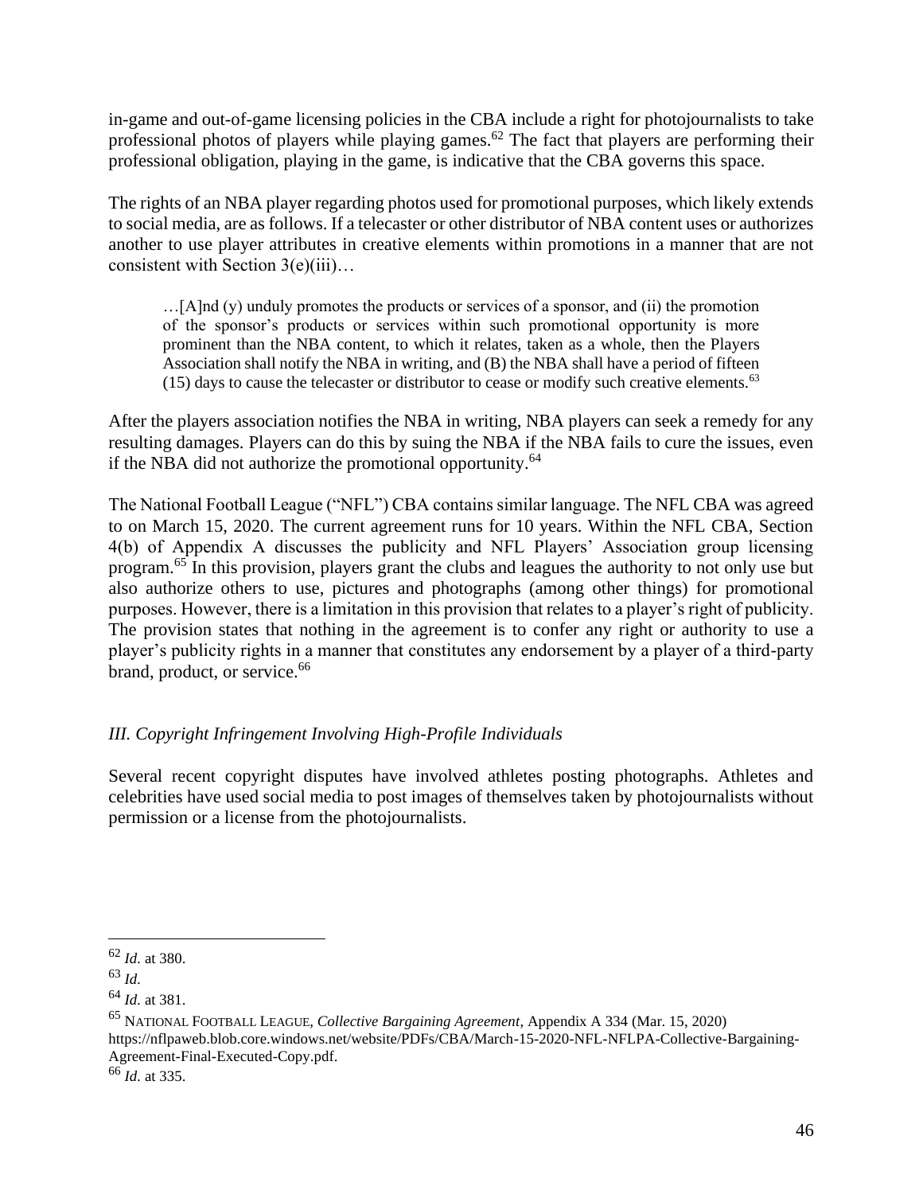in-game and out-of-game licensing policies in the CBA include a right for photojournalists to take professional photos of players while playing games.[62] The fact that players are performing their professional obligation, playing in the game, is indicative that the CBA governs this space.

The rights of an NBA player regarding photos used for promotional purposes, which likely extends to social media, are as follows. If a telecaster or other distributor of NBA content uses or authorizes another to use player attributes in creative elements within promotions in a manner that are not consistent with Section 3(e)(iii)…

> …[A]nd (y) unduly promotes the products or services of a sponsor, and (ii) the promotion of the sponsor's products or services within such promotional opportunity is more prominent than the NBA content, to which it relates, taken as a whole, then the Players Association shall notify the NBA in writing, and (B) the NBA shall have a period of fifteen (15) days to cause the telecaster or distributor to cease or modify such creative elements.[63]

After the players association notifies the NBA in writing, NBA players can seek a remedy for any resulting damages. Players can do this by suing the NBA if the NBA fails to cure the issues, even if the NBA did not authorize the promotional opportunity.[64]

The National Football League ("NFL") CBA contains similar language. The NFL CBA was agreed to on March 15, 2020. The current agreement runs for 10 years. Within the NFL CBA, Section 4(b) of Appendix A discusses the publicity and NFL Players' Association group licensing program.[65] In this provision, players grant the clubs and leagues the authority to not only use but also authorize others to use, pictures and photographs (among other things) for promotional purposes. However, there is a limitation in this provision that relates to a player's right of publicity. The provision states that nothing in the agreement is to confer any right or authority to use a player's publicity rights in a manner that constitutes any endorsement by a player of a third-party brand, product, or service.[66]

### *III. Copyright Infringement Involving High-Profile Individuals*

Several recent copyright disputes have involved athletes posting photographs. Athletes and celebrities have used social media to post images of themselves taken by photojournalists without permission or a license from the photojournalists.

---

[62] *Id.* at 380.

[63] *Id.*

[64] *Id.* at 381.

[65] NATIONAL FOOTBALL LEAGUE, *Collective Bargaining Agreement*, Appendix A 334 (Mar. 15, 2020) https://nflpaweb.blob.core.windows.net/website/PDFs/CBA/March-15-2020-NFL-NFLPA-Collective-Bargaining-Agreement-Final-Executed-Copy.pdf.

[66] *Id.* at 335.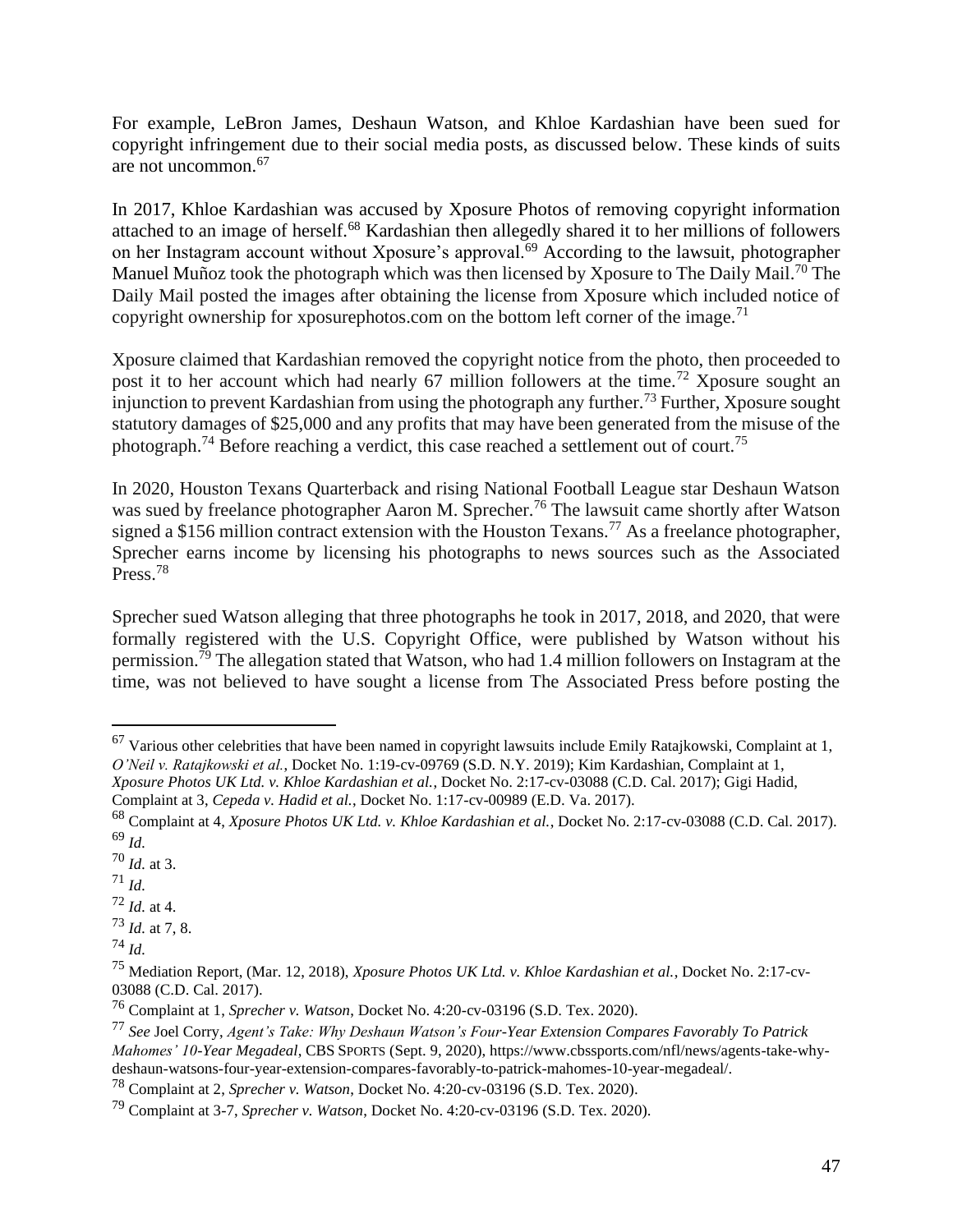For example, LeBron James, Deshaun Watson, and Khloe Kardashian have been sued for copyright infringement due to their social media posts, as discussed below. These kinds of suits are not uncommon.[67]

In 2017, Khloe Kardashian was accused by Xposure Photos of removing copyright information attached to an image of herself.[68] Kardashian then allegedly shared it to her millions of followers on her Instagram account without Xposure's approval.[69] According to the lawsuit, photographer Manuel Muñoz took the photograph which was then licensed by Xposure to The Daily Mail.[70] The Daily Mail posted the images after obtaining the license from Xposure which included notice of copyright ownership for xposurephotos.com on the bottom left corner of the image.[71]

Xposure claimed that Kardashian removed the copyright notice from the photo, then proceeded to post it to her account which had nearly 67 million followers at the time.[72] Xposure sought an injunction to prevent Kardashian from using the photograph any further.[73] Further, Xposure sought statutory damages of $25,000 and any profits that may have been generated from the misuse of the photograph.[74] Before reaching a verdict, this case reached a settlement out of court.[75]

In 2020, Houston Texans Quarterback and rising National Football League star Deshaun Watson was sued by freelance photographer Aaron M. Sprecher.[76] The lawsuit came shortly after Watson signed a $156 million contract extension with the Houston Texans.[77] As a freelance photographer, Sprecher earns income by licensing his photographs to news sources such as the Associated Press.[78]

Sprecher sued Watson alleging that three photographs he took in 2017, 2018, and 2020, that were formally registered with the U.S. Copyright Office, were published by Watson without his permission.[79] The allegation stated that Watson, who had 1.4 million followers on Instagram at the time, was not believed to have sought a license from The Associated Press before posting the

---

[67] Various other celebrities that have been named in copyright lawsuits include Emily Ratajkowski, Complaint at 1, *O'Neil v. Ratajkowski et al.*, Docket No. 1:19-cv-09769 (S.D. N.Y. 2019); Kim Kardashian, Complaint at 1, *Xposure Photos UK Ltd. v. Khloe Kardashian et al.*, Docket No. 2:17-cv-03088 (C.D. Cal. 2017); Gigi Hadid, Complaint at 3, *Cepeda v. Hadid et al.*, Docket No. 1:17-cv-00989 (E.D. Va. 2017).

[68] Complaint at 4, *Xposure Photos UK Ltd. v. Khloe Kardashian et al.*, Docket No. 2:17-cv-03088 (C.D. Cal. 2017).

[69] *Id.*

[70] *Id.* at 3.

[71] *Id.*

[72] *Id.* at 4.

[73] *Id.* at 7, 8.

[74] *Id.*

[75] Mediation Report, (Mar. 12, 2018), *Xposure Photos UK Ltd. v. Khloe Kardashian et al.*, Docket No. 2:17-cv-03088 (C.D. Cal. 2017).

[76] Complaint at 1, *Sprecher v. Watson*, Docket No. 4:20-cv-03196 (S.D. Tex. 2020).

[77] *See* Joel Corry, *Agent's Take: Why Deshaun Watson's Four-Year Extension Compares Favorably To Patrick Mahomes' 10-Year Megadeal*, CBS SPORTS (Sept. 9, 2020), https://www.cbssports.com/nfl/news/agents-take-why-deshaun-watsons-four-year-extension-compares-favorably-to-patrick-mahomes-10-year-megadeal/.

[78] Complaint at 2, *Sprecher v. Watson*, Docket No. 4:20-cv-03196 (S.D. Tex. 2020).

[79] Complaint at 3-7, *Sprecher v. Watson*, Docket No. 4:20-cv-03196 (S.D. Tex. 2020).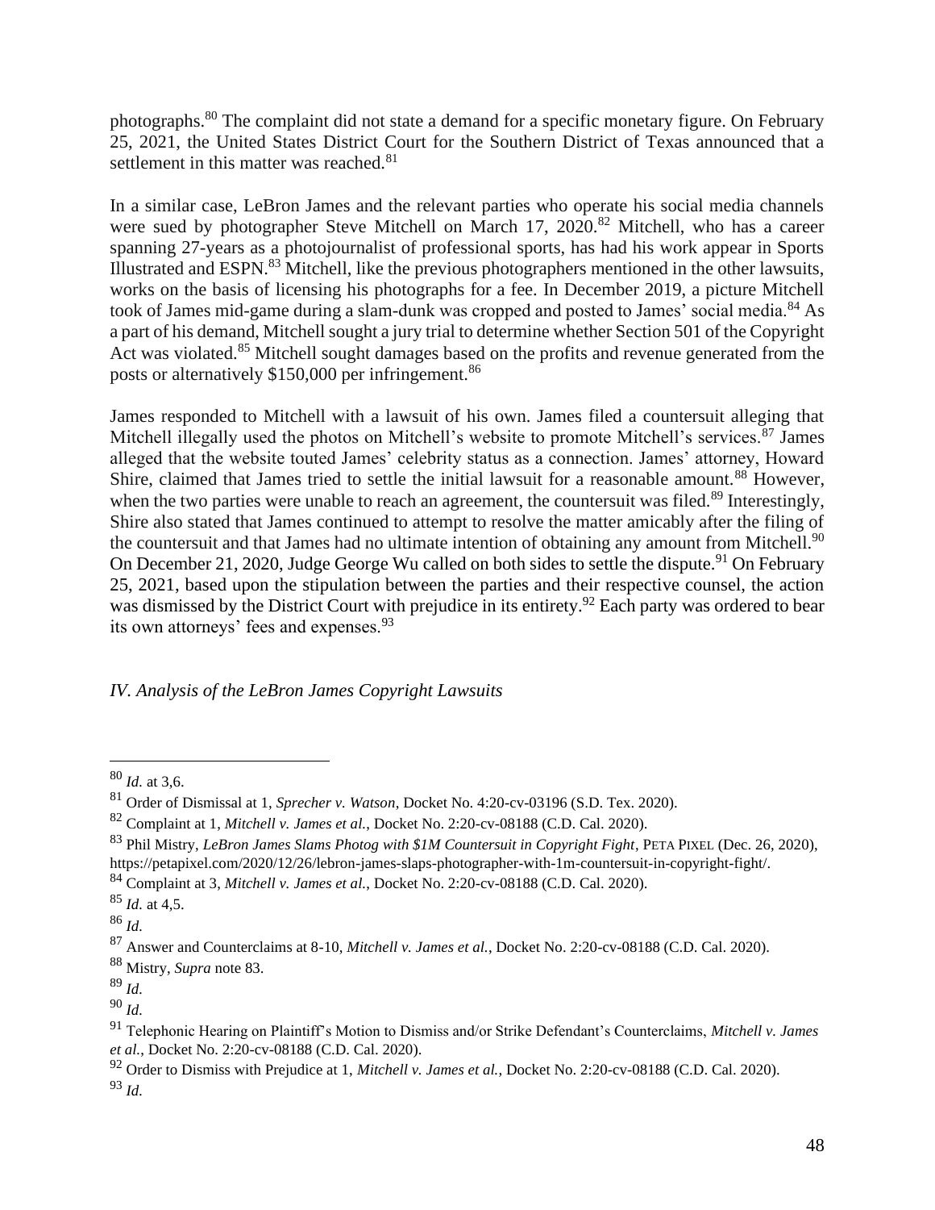photographs.[80] The complaint did not state a demand for a specific monetary figure. On February 25, 2021, the United States District Court for the Southern District of Texas announced that a settlement in this matter was reached.[81]

In a similar case, LeBron James and the relevant parties who operate his social media channels were sued by photographer Steve Mitchell on March 17, 2020.[82] Mitchell, who has a career spanning 27-years as a photojournalist of professional sports, has had his work appear in Sports Illustrated and ESPN.[83] Mitchell, like the previous photographers mentioned in the other lawsuits, works on the basis of licensing his photographs for a fee. In December 2019, a picture Mitchell took of James mid-game during a slam-dunk was cropped and posted to James' social media.[84] As a part of his demand, Mitchell sought a jury trial to determine whether Section 501 of the Copyright Act was violated.[85] Mitchell sought damages based on the profits and revenue generated from the posts or alternatively $150,000 per infringement.[86]

James responded to Mitchell with a lawsuit of his own. James filed a countersuit alleging that Mitchell illegally used the photos on Mitchell's website to promote Mitchell's services.[87] James alleged that the website touted James' celebrity status as a connection. James' attorney, Howard Shire, claimed that James tried to settle the initial lawsuit for a reasonable amount.[88] However, when the two parties were unable to reach an agreement, the countersuit was filed.[89] Interestingly, Shire also stated that James continued to attempt to resolve the matter amicably after the filing of the countersuit and that James had no ultimate intention of obtaining any amount from Mitchell.[90] On December 21, 2020, Judge George Wu called on both sides to settle the dispute.[91] On February 25, 2021, based upon the stipulation between the parties and their respective counsel, the action was dismissed by the District Court with prejudice in its entirety.[92] Each party was ordered to bear its own attorneys' fees and expenses.[93]

*IV. Analysis of the LeBron James Copyright Lawsuits*

---

[80] *Id.* at 3,6.

[81] Order of Dismissal at 1, *Sprecher v. Watson*, Docket No. 4:20-cv-03196 (S.D. Tex. 2020).

[82] Complaint at 1, *Mitchell v. James et al.*, Docket No. 2:20-cv-08188 (C.D. Cal. 2020).

[83] Phil Mistry, *LeBron James Slams Photog with $1M Countersuit in Copyright Fight*, PETA PIXEL (Dec. 26, 2020), https://petapixel.com/2020/12/26/lebron-james-slaps-photographer-with-1m-countersuit-in-copyright-fight/.

[84] Complaint at 3, *Mitchell v. James et al.*, Docket No. 2:20-cv-08188 (C.D. Cal. 2020).

[85] *Id.* at 4,5.

[86] *Id.*

[87] Answer and Counterclaims at 8-10, *Mitchell v. James et al.*, Docket No. 2:20-cv-08188 (C.D. Cal. 2020).

[88] Mistry, *Supra* note 83.

[89] *Id.*

[90] *Id.*

[91] Telephonic Hearing on Plaintiff's Motion to Dismiss and/or Strike Defendant's Counterclaims, *Mitchell v. James et al.*, Docket No. 2:20-cv-08188 (C.D. Cal. 2020).

[92] Order to Dismiss with Prejudice at 1, *Mitchell v. James et al.*, Docket No. 2:20-cv-08188 (C.D. Cal. 2020).

[93] *Id.*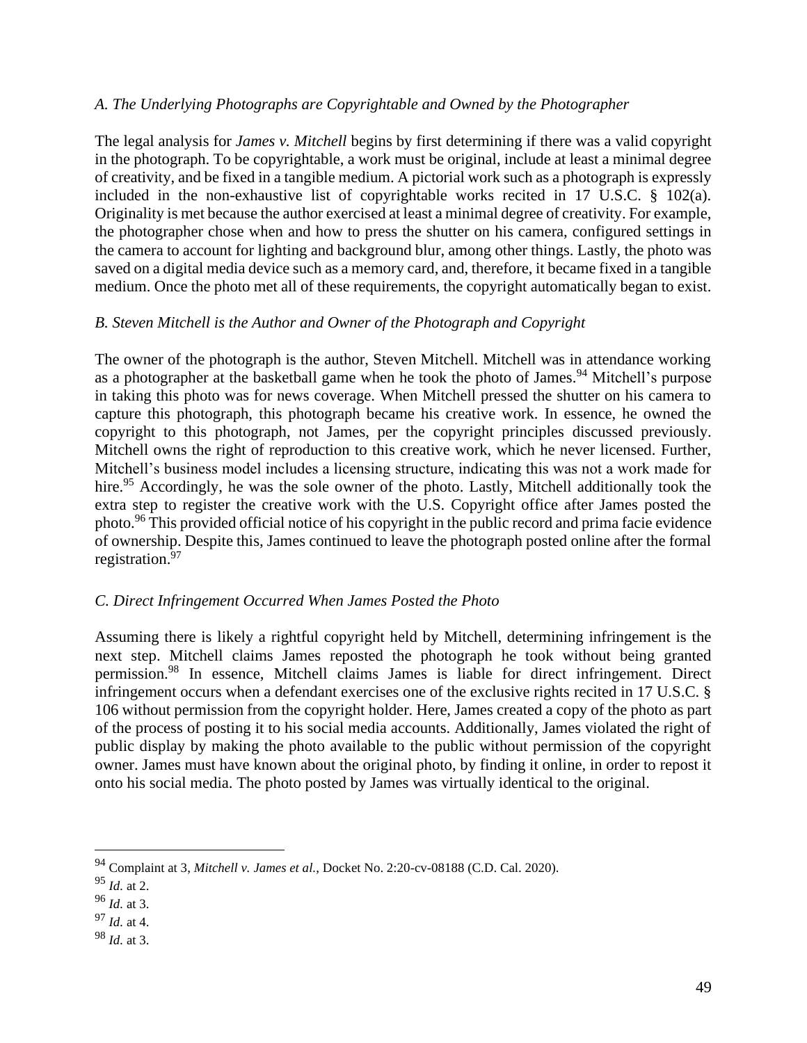### *A. The Underlying Photographs are Copyrightable and Owned by the Photographer*

The legal analysis for *James v. Mitchell* begins by first determining if there was a valid copyright in the photograph. To be copyrightable, a work must be original, include at least a minimal degree of creativity, and be fixed in a tangible medium. A pictorial work such as a photograph is expressly included in the non-exhaustive list of copyrightable works recited in 17 U.S.C. § 102(a). Originality is met because the author exercised at least a minimal degree of creativity. For example, the photographer chose when and how to press the shutter on his camera, configured settings in the camera to account for lighting and background blur, among other things. Lastly, the photo was saved on a digital media device such as a memory card, and, therefore, it became fixed in a tangible medium. Once the photo met all of these requirements, the copyright automatically began to exist.

### *B. Steven Mitchell is the Author and Owner of the Photograph and Copyright*

The owner of the photograph is the author, Steven Mitchell. Mitchell was in attendance working as a photographer at the basketball game when he took the photo of James.[94] Mitchell's purpose in taking this photo was for news coverage. When Mitchell pressed the shutter on his camera to capture this photograph, this photograph became his creative work. In essence, he owned the copyright to this photograph, not James, per the copyright principles discussed previously. Mitchell owns the right of reproduction to this creative work, which he never licensed. Further, Mitchell's business model includes a licensing structure, indicating this was not a work made for hire.[95] Accordingly, he was the sole owner of the photo. Lastly, Mitchell additionally took the extra step to register the creative work with the U.S. Copyright office after James posted the photo.[96] This provided official notice of his copyright in the public record and prima facie evidence of ownership. Despite this, James continued to leave the photograph posted online after the formal registration.[97]

### *C. Direct Infringement Occurred When James Posted the Photo*

Assuming there is likely a rightful copyright held by Mitchell, determining infringement is the next step. Mitchell claims James reposted the photograph he took without being granted permission.[98] In essence, Mitchell claims James is liable for direct infringement. Direct infringement occurs when a defendant exercises one of the exclusive rights recited in 17 U.S.C. § 106 without permission from the copyright holder. Here, James created a copy of the photo as part of the process of posting it to his social media accounts. Additionally, James violated the right of public display by making the photo available to the public without permission of the copyright owner. James must have known about the original photo, by finding it online, in order to repost it onto his social media. The photo posted by James was virtually identical to the original.

---

[94] Complaint at 3, *Mitchell v. James et al.*, Docket No. 2:20-cv-08188 (C.D. Cal. 2020).

[95] *Id.* at 2.

[96] *Id.* at 3.

[97] *Id.* at 4.

[98] *Id.* at 3.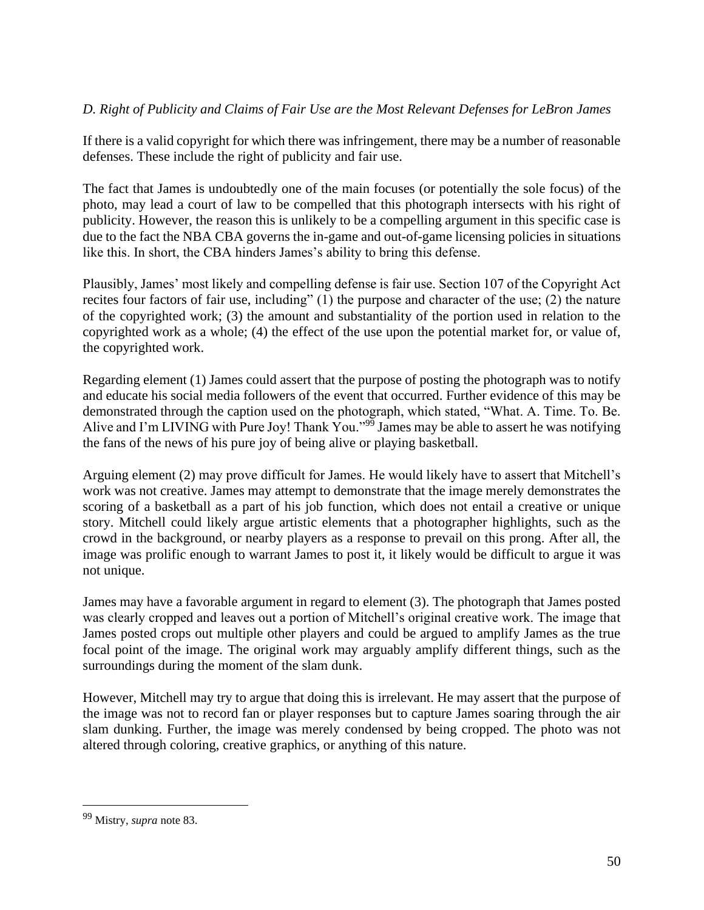*D. Right of Publicity and Claims of Fair Use are the Most Relevant Defenses for LeBron James*

If there is a valid copyright for which there was infringement, there may be a number of reasonable defenses. These include the right of publicity and fair use.

The fact that James is undoubtedly one of the main focuses (or potentially the sole focus) of the photo, may lead a court of law to be compelled that this photograph intersects with his right of publicity. However, the reason this is unlikely to be a compelling argument in this specific case is due to the fact the NBA CBA governs the in-game and out-of-game licensing policies in situations like this. In short, the CBA hinders James's ability to bring this defense.

Plausibly, James' most likely and compelling defense is fair use. Section 107 of the Copyright Act recites four factors of fair use, including" (1) the purpose and character of the use; (2) the nature of the copyrighted work; (3) the amount and substantiality of the portion used in relation to the copyrighted work as a whole; (4) the effect of the use upon the potential market for, or value of, the copyrighted work.

Regarding element (1) James could assert that the purpose of posting the photograph was to notify and educate his social media followers of the event that occurred. Further evidence of this may be demonstrated through the caption used on the photograph, which stated, "What. A. Time. To. Be. Alive and I'm LIVING with Pure Joy! Thank You."[99] James may be able to assert he was notifying the fans of the news of his pure joy of being alive or playing basketball.

Arguing element (2) may prove difficult for James. He would likely have to assert that Mitchell's work was not creative. James may attempt to demonstrate that the image merely demonstrates the scoring of a basketball as a part of his job function, which does not entail a creative or unique story. Mitchell could likely argue artistic elements that a photographer highlights, such as the crowd in the background, or nearby players as a response to prevail on this prong. After all, the image was prolific enough to warrant James to post it, it likely would be difficult to argue it was not unique.

James may have a favorable argument in regard to element (3). The photograph that James posted was clearly cropped and leaves out a portion of Mitchell's original creative work. The image that James posted crops out multiple other players and could be argued to amplify James as the true focal point of the image. The original work may arguably amplify different things, such as the surroundings during the moment of the slam dunk.

However, Mitchell may try to argue that doing this is irrelevant. He may assert that the purpose of the image was not to record fan or player responses but to capture James soaring through the air slam dunking. Further, the image was merely condensed by being cropped. The photo was not altered through coloring, creative graphics, or anything of this nature.

---

[99] Mistry, *supra* note 83.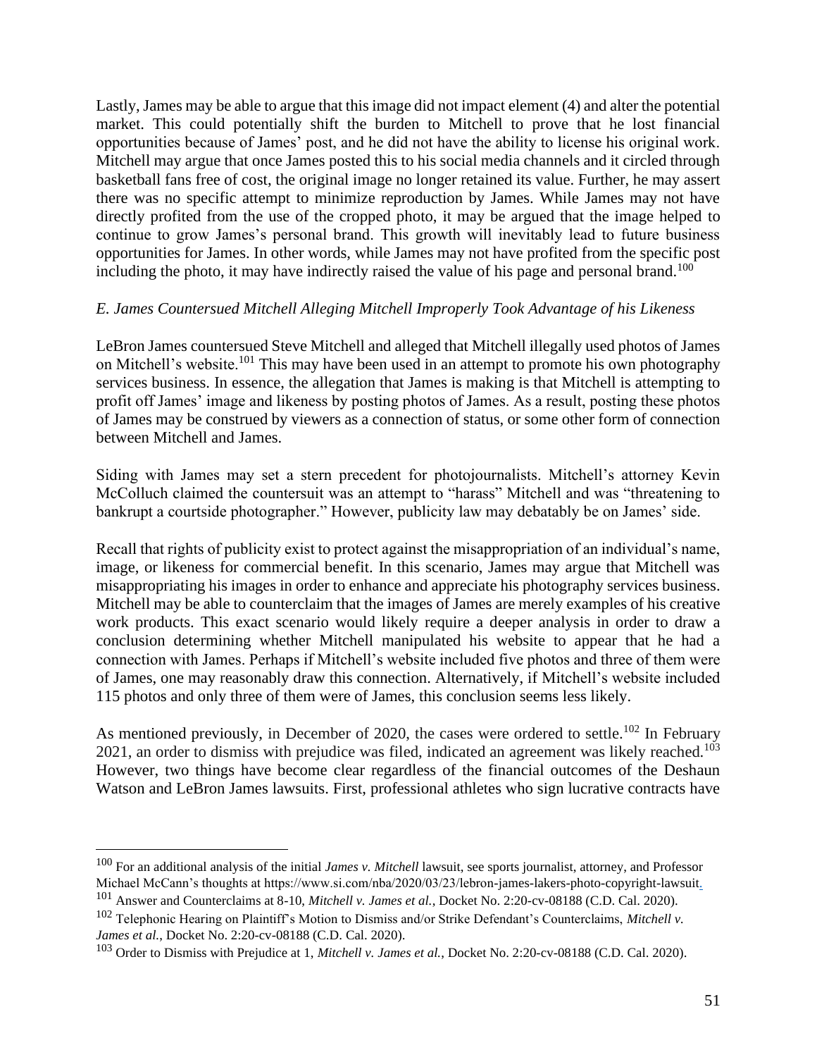Lastly, James may be able to argue that this image did not impact element (4) and alter the potential market. This could potentially shift the burden to Mitchell to prove that he lost financial opportunities because of James' post, and he did not have the ability to license his original work. Mitchell may argue that once James posted this to his social media channels and it circled through basketball fans free of cost, the original image no longer retained its value. Further, he may assert there was no specific attempt to minimize reproduction by James. While James may not have directly profited from the use of the cropped photo, it may be argued that the image helped to continue to grow James's personal brand. This growth will inevitably lead to future business opportunities for James. In other words, while James may not have profited from the specific post including the photo, it may have indirectly raised the value of his page and personal brand.[100]

*E. James Countersued Mitchell Alleging Mitchell Improperly Took Advantage of his Likeness*

LeBron James countersued Steve Mitchell and alleged that Mitchell illegally used photos of James on Mitchell's website.[101] This may have been used in an attempt to promote his own photography services business. In essence, the allegation that James is making is that Mitchell is attempting to profit off James' image and likeness by posting photos of James. As a result, posting these photos of James may be construed by viewers as a connection of status, or some other form of connection between Mitchell and James.

Siding with James may set a stern precedent for photojournalists. Mitchell's attorney Kevin McColluch claimed the countersuit was an attempt to "harass" Mitchell and was "threatening to bankrupt a courtside photographer." However, publicity law may debatably be on James' side.

Recall that rights of publicity exist to protect against the misappropriation of an individual's name, image, or likeness for commercial benefit. In this scenario, James may argue that Mitchell was misappropriating his images in order to enhance and appreciate his photography services business. Mitchell may be able to counterclaim that the images of James are merely examples of his creative work products. This exact scenario would likely require a deeper analysis in order to draw a conclusion determining whether Mitchell manipulated his website to appear that he had a connection with James. Perhaps if Mitchell's website included five photos and three of them were of James, one may reasonably draw this connection. Alternatively, if Mitchell's website included 115 photos and only three of them were of James, this conclusion seems less likely.

As mentioned previously, in December of 2020, the cases were ordered to settle.[102] In February 2021, an order to dismiss with prejudice was filed, indicated an agreement was likely reached.[103] However, two things have become clear regardless of the financial outcomes of the Deshaun Watson and LeBron James lawsuits. First, professional athletes who sign lucrative contracts have

---

[100] For an additional analysis of the initial *James v. Mitchell* lawsuit, see sports journalist, attorney, and Professor Michael McCann's thoughts at https://www.si.com/nba/2020/03/23/lebron-james-lakers-photo-copyright-lawsuit.

[101] Answer and Counterclaims at 8-10, *Mitchell v. James et al.*, Docket No. 2:20-cv-08188 (C.D. Cal. 2020).

[102] Telephonic Hearing on Plaintiff's Motion to Dismiss and/or Strike Defendant's Counterclaims, *Mitchell v. James et al.*, Docket No. 2:20-cv-08188 (C.D. Cal. 2020).

[103] Order to Dismiss with Prejudice at 1, *Mitchell v. James et al.*, Docket No. 2:20-cv-08188 (C.D. Cal. 2020).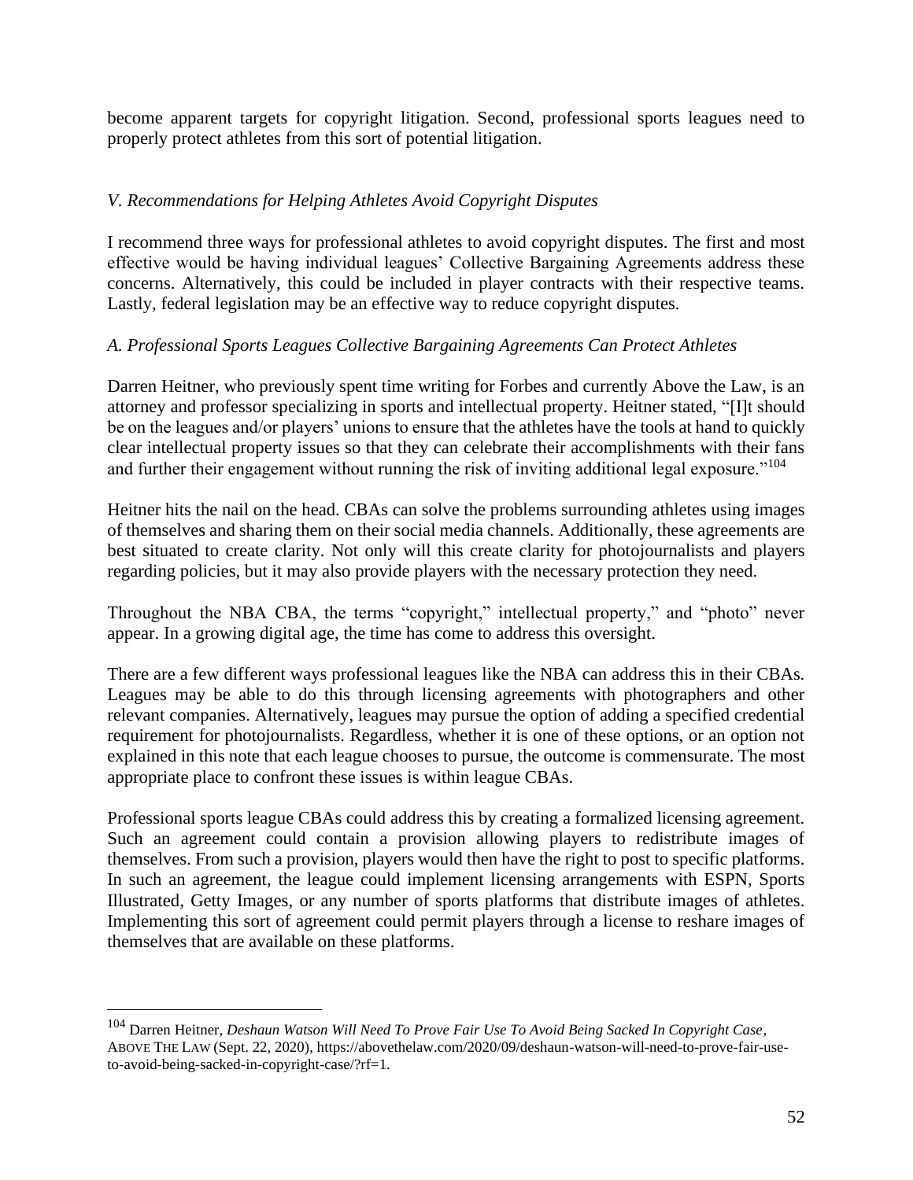become apparent targets for copyright litigation. Second, professional sports leagues need to properly protect athletes from this sort of potential litigation.

### *V. Recommendations for Helping Athletes Avoid Copyright Disputes*

I recommend three ways for professional athletes to avoid copyright disputes. The first and most effective would be having individual leagues' Collective Bargaining Agreements address these concerns. Alternatively, this could be included in player contracts with their respective teams. Lastly, federal legislation may be an effective way to reduce copyright disputes.

#### *A. Professional Sports Leagues Collective Bargaining Agreements Can Protect Athletes*

Darren Heitner, who previously spent time writing for Forbes and currently Above the Law, is an attorney and professor specializing in sports and intellectual property. Heitner stated, "[I]t should be on the leagues and/or players' unions to ensure that the athletes have the tools at hand to quickly clear intellectual property issues so that they can celebrate their accomplishments with their fans and further their engagement without running the risk of inviting additional legal exposure."[104]

Heitner hits the nail on the head. CBAs can solve the problems surrounding athletes using images of themselves and sharing them on their social media channels. Additionally, these agreements are best situated to create clarity. Not only will this create clarity for photojournalists and players regarding policies, but it may also provide players with the necessary protection they need.

Throughout the NBA CBA, the terms "copyright," intellectual property," and "photo" never appear. In a growing digital age, the time has come to address this oversight.

There are a few different ways professional leagues like the NBA can address this in their CBAs. Leagues may be able to do this through licensing agreements with photographers and other relevant companies. Alternatively, leagues may pursue the option of adding a specified credential requirement for photojournalists. Regardless, whether it is one of these options, or an option not explained in this note that each league chooses to pursue, the outcome is commensurate. The most appropriate place to confront these issues is within league CBAs.

Professional sports league CBAs could address this by creating a formalized licensing agreement. Such an agreement could contain a provision allowing players to redistribute images of themselves. From such a provision, players would then have the right to post to specific platforms. In such an agreement, the league could implement licensing arrangements with ESPN, Sports Illustrated, Getty Images, or any number of sports platforms that distribute images of athletes. Implementing this sort of agreement could permit players through a license to reshare images of themselves that are available on these platforms.

---

[104] Darren Heitner, *Deshaun Watson Will Need To Prove Fair Use To Avoid Being Sacked In Copyright Case*, ABOVE THE LAW (Sept. 22, 2020), https://abovethelaw.com/2020/09/deshaun-watson-will-need-to-prove-fair-use-to-avoid-being-sacked-in-copyright-case/?rf=1.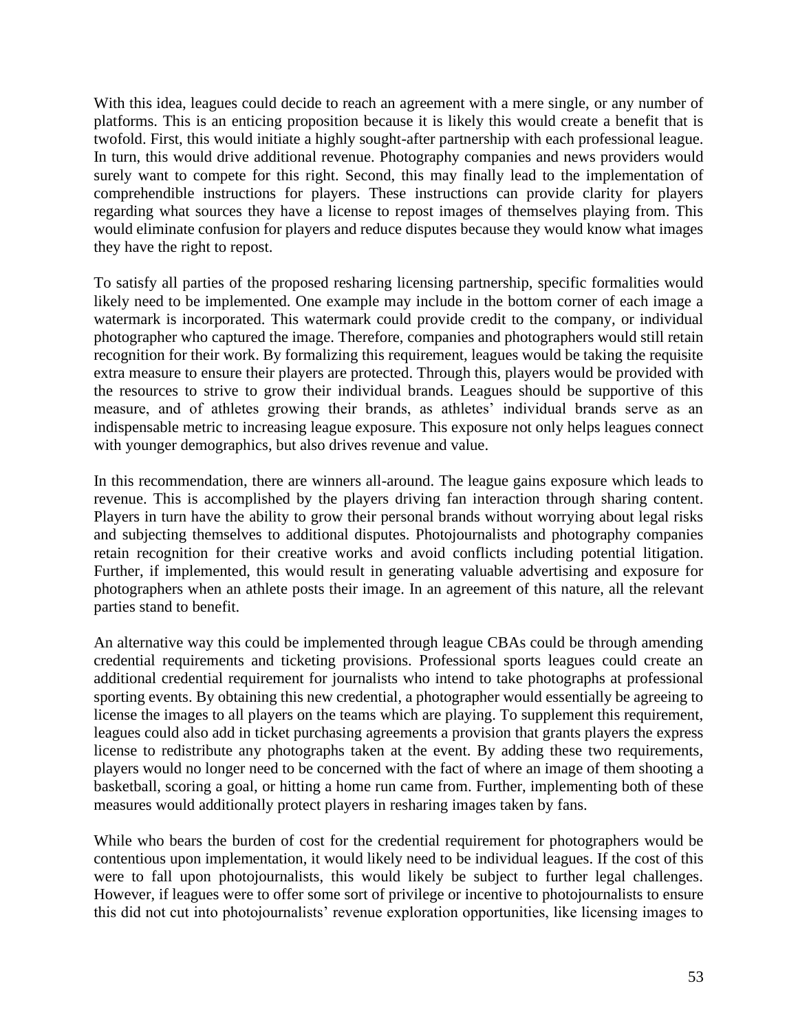With this idea, leagues could decide to reach an agreement with a mere single, or any number of platforms. This is an enticing proposition because it is likely this would create a benefit that is twofold. First, this would initiate a highly sought-after partnership with each professional league. In turn, this would drive additional revenue. Photography companies and news providers would surely want to compete for this right. Second, this may finally lead to the implementation of comprehendible instructions for players. These instructions can provide clarity for players regarding what sources they have a license to repost images of themselves playing from. This would eliminate confusion for players and reduce disputes because they would know what images they have the right to repost.

To satisfy all parties of the proposed resharing licensing partnership, specific formalities would likely need to be implemented. One example may include in the bottom corner of each image a watermark is incorporated. This watermark could provide credit to the company, or individual photographer who captured the image. Therefore, companies and photographers would still retain recognition for their work. By formalizing this requirement, leagues would be taking the requisite extra measure to ensure their players are protected. Through this, players would be provided with the resources to strive to grow their individual brands. Leagues should be supportive of this measure, and of athletes growing their brands, as athletes' individual brands serve as an indispensable metric to increasing league exposure. This exposure not only helps leagues connect with younger demographics, but also drives revenue and value.

In this recommendation, there are winners all-around. The league gains exposure which leads to revenue. This is accomplished by the players driving fan interaction through sharing content. Players in turn have the ability to grow their personal brands without worrying about legal risks and subjecting themselves to additional disputes. Photojournalists and photography companies retain recognition for their creative works and avoid conflicts including potential litigation. Further, if implemented, this would result in generating valuable advertising and exposure for photographers when an athlete posts their image. In an agreement of this nature, all the relevant parties stand to benefit.

An alternative way this could be implemented through league CBAs could be through amending credential requirements and ticketing provisions. Professional sports leagues could create an additional credential requirement for journalists who intend to take photographs at professional sporting events. By obtaining this new credential, a photographer would essentially be agreeing to license the images to all players on the teams which are playing. To supplement this requirement, leagues could also add in ticket purchasing agreements a provision that grants players the express license to redistribute any photographs taken at the event. By adding these two requirements, players would no longer need to be concerned with the fact of where an image of them shooting a basketball, scoring a goal, or hitting a home run came from. Further, implementing both of these measures would additionally protect players in resharing images taken by fans.

While who bears the burden of cost for the credential requirement for photographers would be contentious upon implementation, it would likely need to be individual leagues. If the cost of this were to fall upon photojournalists, this would likely be subject to further legal challenges. However, if leagues were to offer some sort of privilege or incentive to photojournalists to ensure this did not cut into photojournalists' revenue exploration opportunities, like licensing images to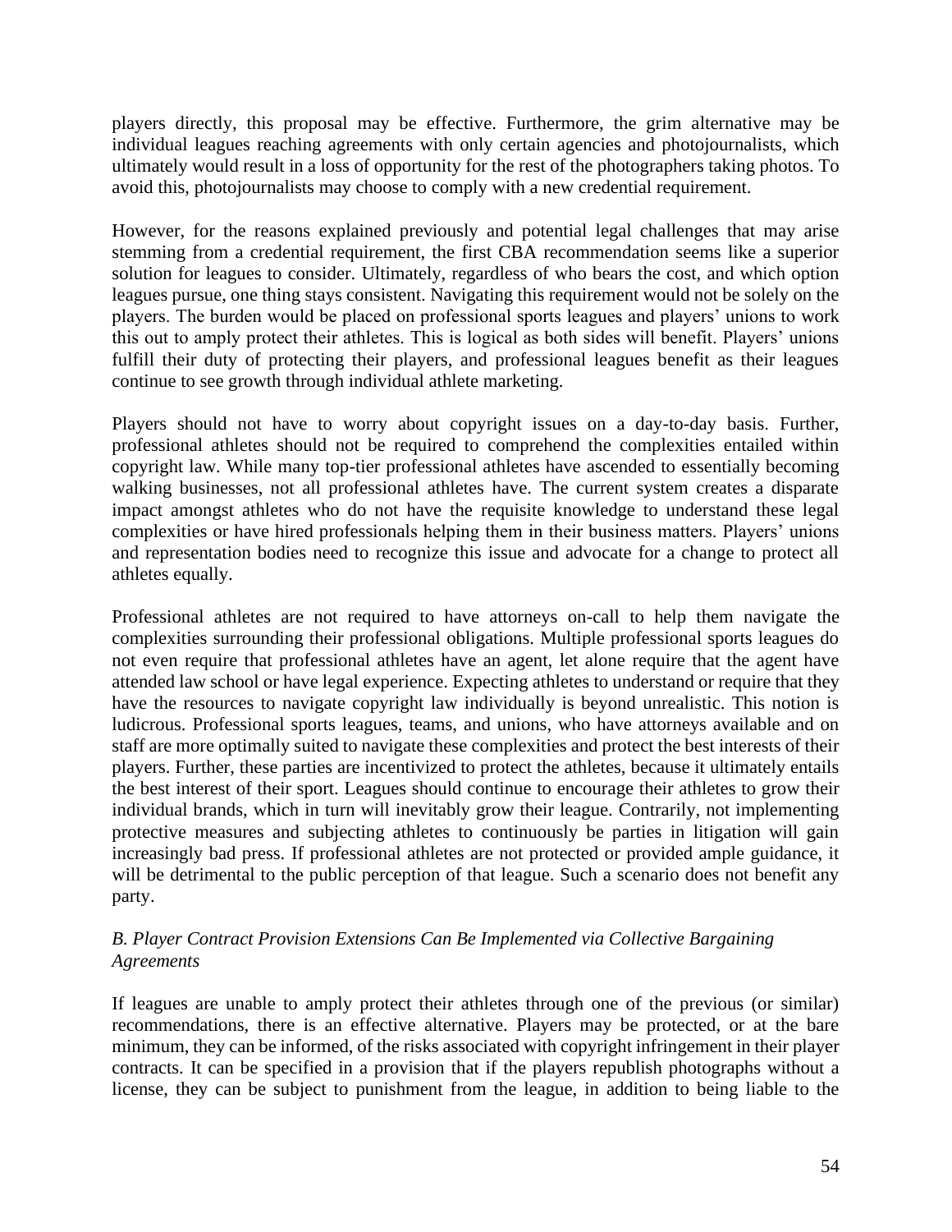players directly, this proposal may be effective. Furthermore, the grim alternative may be individual leagues reaching agreements with only certain agencies and photojournalists, which ultimately would result in a loss of opportunity for the rest of the photographers taking photos. To avoid this, photojournalists may choose to comply with a new credential requirement.

However, for the reasons explained previously and potential legal challenges that may arise stemming from a credential requirement, the first CBA recommendation seems like a superior solution for leagues to consider. Ultimately, regardless of who bears the cost, and which option leagues pursue, one thing stays consistent. Navigating this requirement would not be solely on the players. The burden would be placed on professional sports leagues and players' unions to work this out to amply protect their athletes. This is logical as both sides will benefit. Players' unions fulfill their duty of protecting their players, and professional leagues benefit as their leagues continue to see growth through individual athlete marketing.

Players should not have to worry about copyright issues on a day-to-day basis. Further, professional athletes should not be required to comprehend the complexities entailed within copyright law. While many top-tier professional athletes have ascended to essentially becoming walking businesses, not all professional athletes have. The current system creates a disparate impact amongst athletes who do not have the requisite knowledge to understand these legal complexities or have hired professionals helping them in their business matters. Players' unions and representation bodies need to recognize this issue and advocate for a change to protect all athletes equally.

Professional athletes are not required to have attorneys on-call to help them navigate the complexities surrounding their professional obligations. Multiple professional sports leagues do not even require that professional athletes have an agent, let alone require that the agent have attended law school or have legal experience. Expecting athletes to understand or require that they have the resources to navigate copyright law individually is beyond unrealistic. This notion is ludicrous. Professional sports leagues, teams, and unions, who have attorneys available and on staff are more optimally suited to navigate these complexities and protect the best interests of their players. Further, these parties are incentivized to protect the athletes, because it ultimately entails the best interest of their sport. Leagues should continue to encourage their athletes to grow their individual brands, which in turn will inevitably grow their league. Contrarily, not implementing protective measures and subjecting athletes to continuously be parties in litigation will gain increasingly bad press. If professional athletes are not protected or provided ample guidance, it will be detrimental to the public perception of that league. Such a scenario does not benefit any party.

### *B. Player Contract Provision Extensions Can Be Implemented via Collective Bargaining Agreements*

If leagues are unable to amply protect their athletes through one of the previous (or similar) recommendations, there is an effective alternative. Players may be protected, or at the bare minimum, they can be informed, of the risks associated with copyright infringement in their player contracts. It can be specified in a provision that if the players republish photographs without a license, they can be subject to punishment from the league, in addition to being liable to the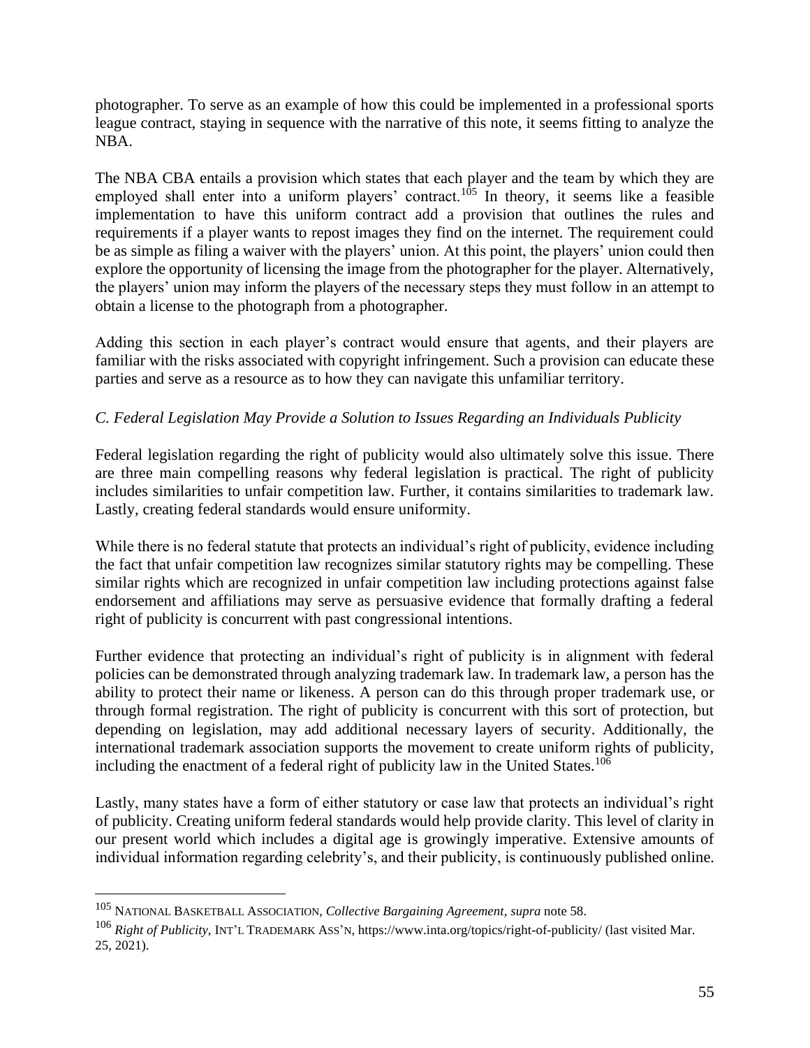photographer. To serve as an example of how this could be implemented in a professional sports league contract, staying in sequence with the narrative of this note, it seems fitting to analyze the NBA.

The NBA CBA entails a provision which states that each player and the team by which they are employed shall enter into a uniform players' contract.[105] In theory, it seems like a feasible implementation to have this uniform contract add a provision that outlines the rules and requirements if a player wants to repost images they find on the internet. The requirement could be as simple as filing a waiver with the players' union. At this point, the players' union could then explore the opportunity of licensing the image from the photographer for the player. Alternatively, the players' union may inform the players of the necessary steps they must follow in an attempt to obtain a license to the photograph from a photographer.

Adding this section in each player's contract would ensure that agents, and their players are familiar with the risks associated with copyright infringement. Such a provision can educate these parties and serve as a resource as to how they can navigate this unfamiliar territory.

### *C. Federal Legislation May Provide a Solution to Issues Regarding an Individuals Publicity*

Federal legislation regarding the right of publicity would also ultimately solve this issue. There are three main compelling reasons why federal legislation is practical. The right of publicity includes similarities to unfair competition law. Further, it contains similarities to trademark law. Lastly, creating federal standards would ensure uniformity.

While there is no federal statute that protects an individual's right of publicity, evidence including the fact that unfair competition law recognizes similar statutory rights may be compelling. These similar rights which are recognized in unfair competition law including protections against false endorsement and affiliations may serve as persuasive evidence that formally drafting a federal right of publicity is concurrent with past congressional intentions.

Further evidence that protecting an individual's right of publicity is in alignment with federal policies can be demonstrated through analyzing trademark law. In trademark law, a person has the ability to protect their name or likeness. A person can do this through proper trademark use, or through formal registration. The right of publicity is concurrent with this sort of protection, but depending on legislation, may add additional necessary layers of security. Additionally, the international trademark association supports the movement to create uniform rights of publicity, including the enactment of a federal right of publicity law in the United States.[106]

Lastly, many states have a form of either statutory or case law that protects an individual's right of publicity. Creating uniform federal standards would help provide clarity. This level of clarity in our present world which includes a digital age is growingly imperative. Extensive amounts of individual information regarding celebrity's, and their publicity, is continuously published online.

---

[105] NATIONAL BASKETBALL ASSOCIATION, *Collective Bargaining Agreement*, *supra* note 58.

[106] *Right of Publicity*, INT'L TRADEMARK ASS'N, https://www.inta.org/topics/right-of-publicity/ (last visited Mar. 25, 2021).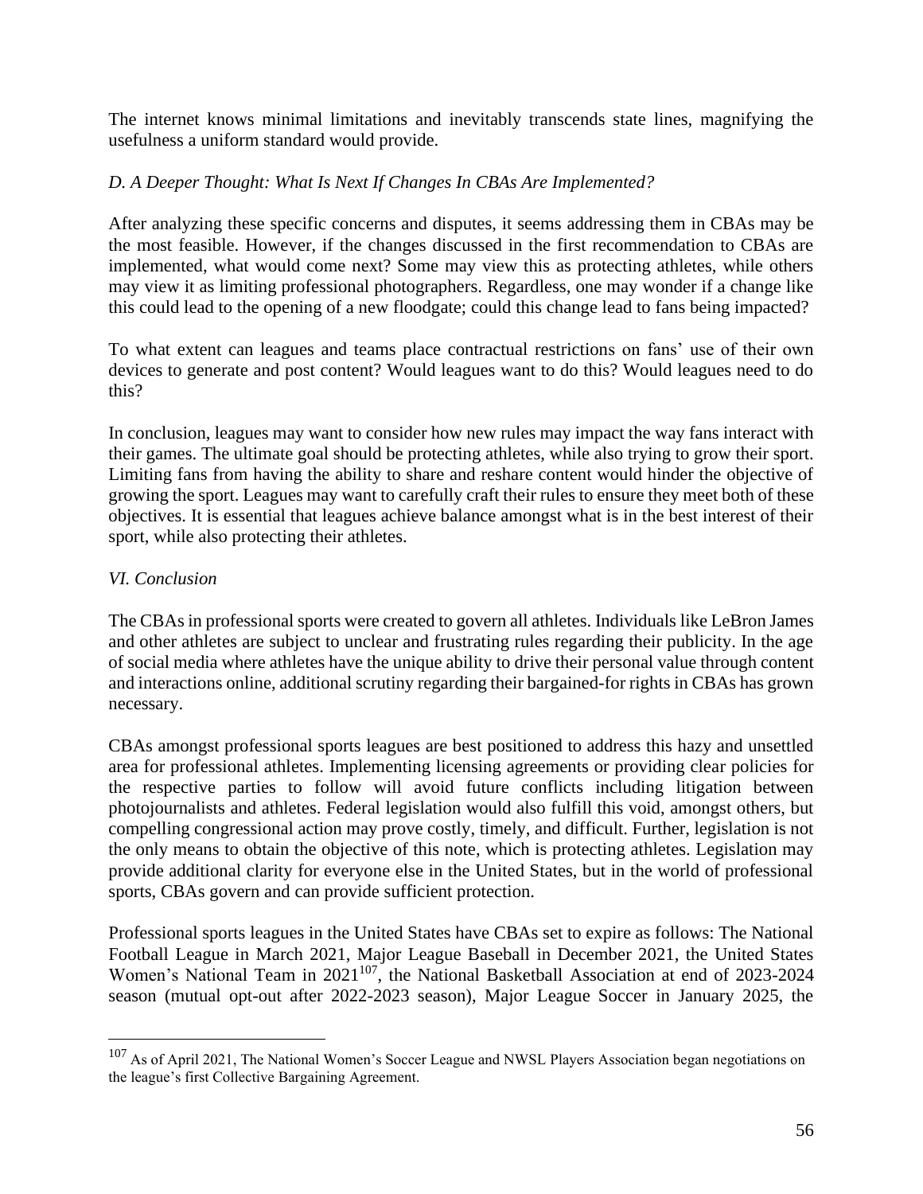The internet knows minimal limitations and inevitably transcends state lines, magnifying the usefulness a uniform standard would provide.

*D. A Deeper Thought: What Is Next If Changes In CBAs Are Implemented?*

After analyzing these specific concerns and disputes, it seems addressing them in CBAs may be the most feasible. However, if the changes discussed in the first recommendation to CBAs are implemented, what would come next? Some may view this as protecting athletes, while others may view it as limiting professional photographers. Regardless, one may wonder if a change like this could lead to the opening of a new floodgate; could this change lead to fans being impacted?

To what extent can leagues and teams place contractual restrictions on fans' use of their own devices to generate and post content? Would leagues want to do this? Would leagues need to do this?

In conclusion, leagues may want to consider how new rules may impact the way fans interact with their games. The ultimate goal should be protecting athletes, while also trying to grow their sport. Limiting fans from having the ability to share and reshare content would hinder the objective of growing the sport. Leagues may want to carefully craft their rules to ensure they meet both of these objectives. It is essential that leagues achieve balance amongst what is in the best interest of their sport, while also protecting their athletes.

*VI. Conclusion*

The CBAs in professional sports were created to govern all athletes. Individuals like LeBron James and other athletes are subject to unclear and frustrating rules regarding their publicity. In the age of social media where athletes have the unique ability to drive their personal value through content and interactions online, additional scrutiny regarding their bargained-for rights in CBAs has grown necessary.

CBAs amongst professional sports leagues are best positioned to address this hazy and unsettled area for professional athletes. Implementing licensing agreements or providing clear policies for the respective parties to follow will avoid future conflicts including litigation between photojournalists and athletes. Federal legislation would also fulfill this void, amongst others, but compelling congressional action may prove costly, timely, and difficult. Further, legislation is not the only means to obtain the objective of this note, which is protecting athletes. Legislation may provide additional clarity for everyone else in the United States, but in the world of professional sports, CBAs govern and can provide sufficient protection.

Professional sports leagues in the United States have CBAs set to expire as follows: The National Football League in March 2021, Major League Baseball in December 2021, the United States Women's National Team in 2021[107], the National Basketball Association at end of 2023-2024 season (mutual opt-out after 2022-2023 season), Major League Soccer in January 2025, the

[107] As of April 2021, The National Women's Soccer League and NWSL Players Association began negotiations on the league's first Collective Bargaining Agreement.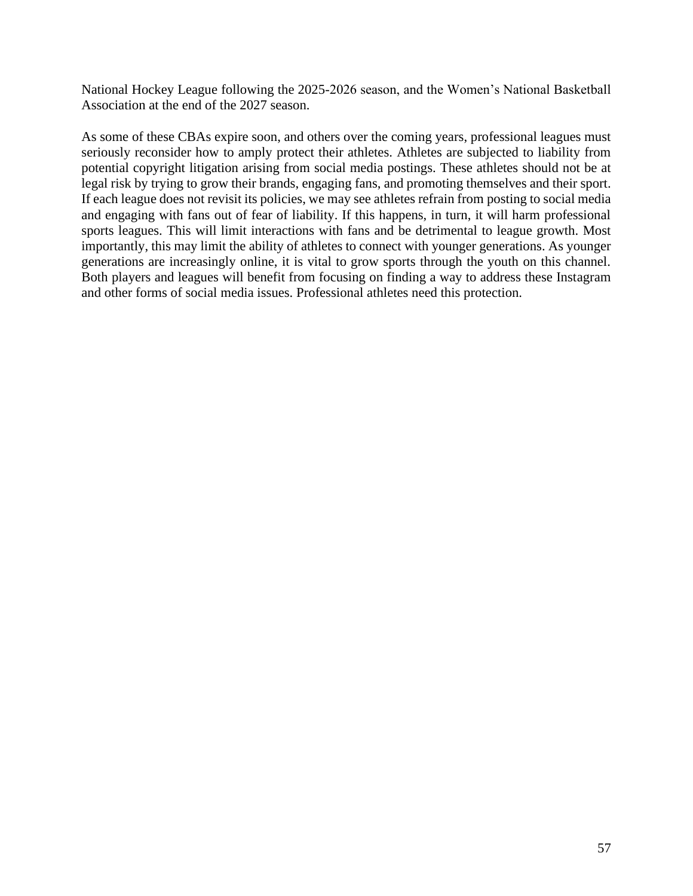National Hockey League following the 2025-2026 season, and the Women's National Basketball Association at the end of the 2027 season.

As some of these CBAs expire soon, and others over the coming years, professional leagues must seriously reconsider how to amply protect their athletes. Athletes are subjected to liability from potential copyright litigation arising from social media postings. These athletes should not be at legal risk by trying to grow their brands, engaging fans, and promoting themselves and their sport. If each league does not revisit its policies, we may see athletes refrain from posting to social media and engaging with fans out of fear of liability. If this happens, in turn, it will harm professional sports leagues. This will limit interactions with fans and be detrimental to league growth. Most importantly, this may limit the ability of athletes to connect with younger generations. As younger generations are increasingly online, it is vital to grow sports through the youth on this channel. Both players and leagues will benefit from focusing on finding a way to address these Instagram and other forms of social media issues. Professional athletes need this protection.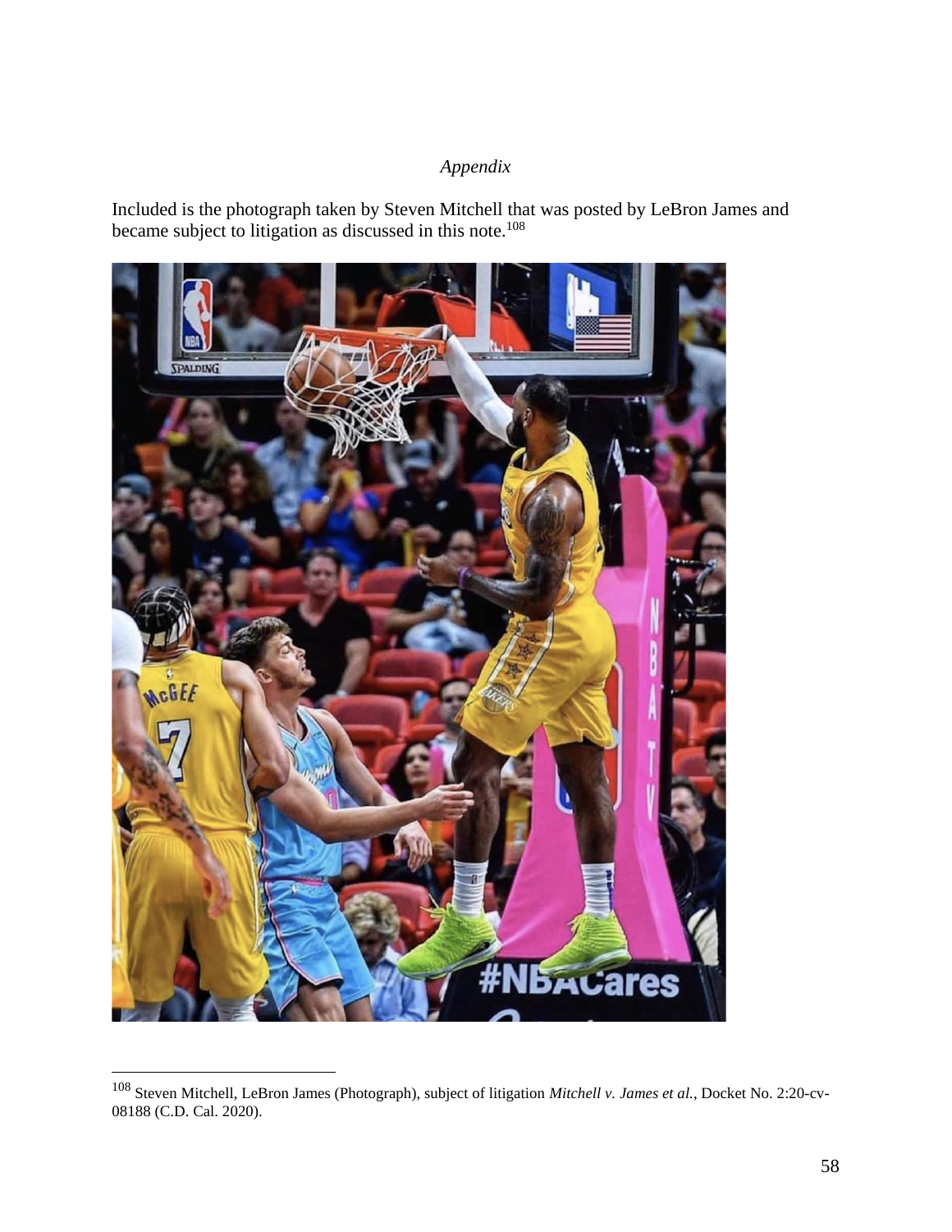*Appendix*

Included is the photograph taken by Steven Mitchell that was posted by LeBron James and became subject to litigation as discussed in this note.[108]

[108] Steven Mitchell, LeBron James (Photograph), subject of litigation *Mitchell v. James et al.*, Docket No. 2:20-cv-08188 (C.D. Cal. 2020).